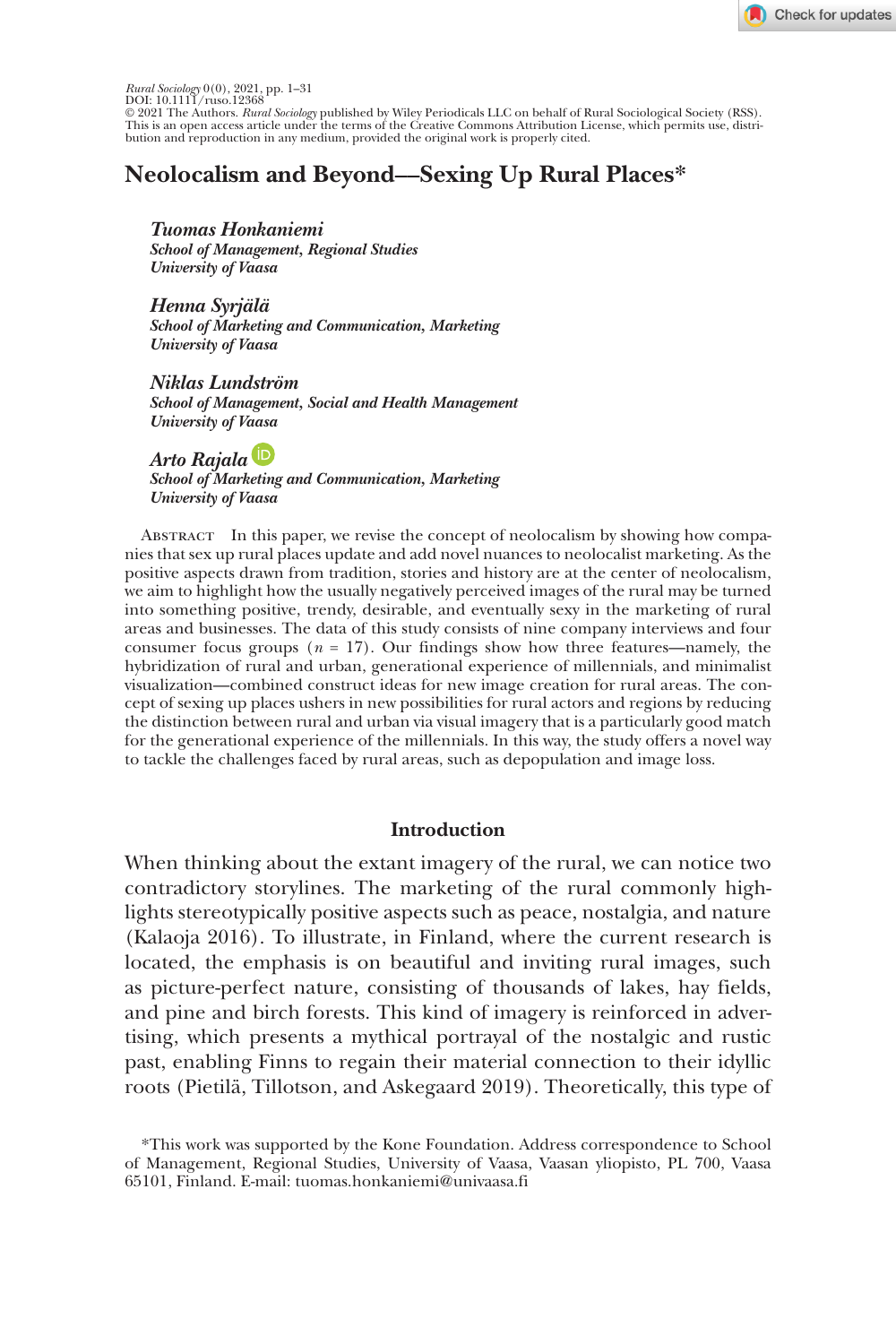Rural Sociology 0(0), 2021, pp. 1–31
DOI: 10.1111/ruso.12368
© 2021 The Authors. *Rural Sociology* published by Wiley Periodicals LLC on behalf of Rural Sociological Society (RSS).
This is an open access article under the terms of the Creative Commons Attribution License, which permits use, distribution and reproduction in any medium, provided the original work is properly cited.

# Neolocalism and Beyond—Sexing Up Rural Places*

***Tuomas Honkaniemi***
***School of Management, Regional Studies***
***University of Vaasa***

***Henna Syrjälä***
***School of Marketing and Communication, Marketing***
***University of Vaasa***

***Niklas Lundström***
***School of Management, Social and Health Management***
***University of Vaasa***

***Arto Rajala***
***School of Marketing and Communication, Marketing***
***University of Vaasa***

Abstract In this paper, we revise the concept of neolocalism by showing how companies that sex up rural places update and add novel nuances to neolocalist marketing. As the positive aspects drawn from tradition, stories and history are at the center of neolocalism, we aim to highlight how the usually negatively perceived images of the rural may be turned into something positive, trendy, desirable, and eventually sexy in the marketing of rural areas and businesses. The data of this study consists of nine company interviews and four consumer focus groups ($n$ = 17). Our findings show how three features—namely, the hybridization of rural and urban, generational experience of millennials, and minimalist visualization—combined construct ideas for new image creation for rural areas. The concept of sexing up places ushers in new possibilities for rural actors and regions by reducing the distinction between rural and urban via visual imagery that is a particularly good match for the generational experience of the millennials. In this way, the study offers a novel way to tackle the challenges faced by rural areas, such as depopulation and image loss.

## Introduction

When thinking about the extant imagery of the rural, we can notice two contradictory storylines. The marketing of the rural commonly highlights stereotypically positive aspects such as peace, nostalgia, and nature (Kalaoja 2016). To illustrate, in Finland, where the current research is located, the emphasis is on beautiful and inviting rural images, such as picture-perfect nature, consisting of thousands of lakes, hay fields, and pine and birch forests. This kind of imagery is reinforced in advertising, which presents a mythical portrayal of the nostalgic and rustic past, enabling Finns to regain their material connection to their idyllic roots (Pietilä, Tillotson, and Askegaard 2019). Theoretically, this type of

*This work was supported by the Kone Foundation. Address correspondence to School of Management, Regional Studies, University of Vaasa, Vaasan yliopisto, PL 700, Vaasa 65101, Finland. E-mail: tuomas.honkaniemi@univaasa.fi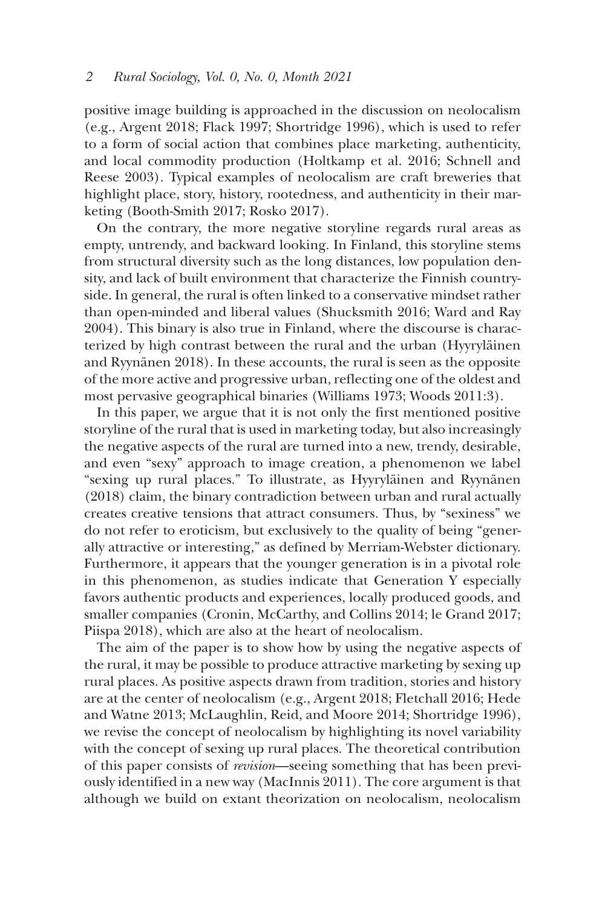positive image building is approached in the discussion on neolocalism (e.g., Argent 2018; Flack 1997; Shortridge 1996), which is used to refer to a form of social action that combines place marketing, authenticity, and local commodity production (Holtkamp et al. 2016; Schnell and Reese 2003). Typical examples of neolocalism are craft breweries that highlight place, story, history, rootedness, and authenticity in their marketing (Booth-Smith 2017; Rosko 2017).

On the contrary, the more negative storyline regards rural areas as empty, untrendy, and backward looking. In Finland, this storyline stems from structural diversity such as the long distances, low population density, and lack of built environment that characterize the Finnish countryside. In general, the rural is often linked to a conservative mindset rather than open-minded and liberal values (Shucksmith 2016; Ward and Ray 2004). This binary is also true in Finland, where the discourse is characterized by high contrast between the rural and the urban (Hyyryläinen and Ryynänen 2018). In these accounts, the rural is seen as the opposite of the more active and progressive urban, reflecting one of the oldest and most pervasive geographical binaries (Williams 1973; Woods 2011:3).

In this paper, we argue that it is not only the first mentioned positive storyline of the rural that is used in marketing today, but also increasingly the negative aspects of the rural are turned into a new, trendy, desirable, and even "sexy" approach to image creation, a phenomenon we label "sexing up rural places." To illustrate, as Hyyryläinen and Ryynänen (2018) claim, the binary contradiction between urban and rural actually creates creative tensions that attract consumers. Thus, by "sexiness" we do not refer to eroticism, but exclusively to the quality of being "generally attractive or interesting," as defined by Merriam-Webster dictionary. Furthermore, it appears that the younger generation is in a pivotal role in this phenomenon, as studies indicate that Generation Y especially favors authentic products and experiences, locally produced goods, and smaller companies (Cronin, McCarthy, and Collins 2014; le Grand 2017; Piispa 2018), which are also at the heart of neolocalism.

The aim of the paper is to show how by using the negative aspects of the rural, it may be possible to produce attractive marketing by sexing up rural places. As positive aspects drawn from tradition, stories and history are at the center of neolocalism (e.g., Argent 2018; Fletchall 2016; Hede and Watne 2013; McLaughlin, Reid, and Moore 2014; Shortridge 1996), we revise the concept of neolocalism by highlighting its novel variability with the concept of sexing up rural places. The theoretical contribution of this paper consists of *revision*—seeing something that has been previously identified in a new way (MacInnis 2011). The core argument is that although we build on extant theorization on neolocalism, neolocalism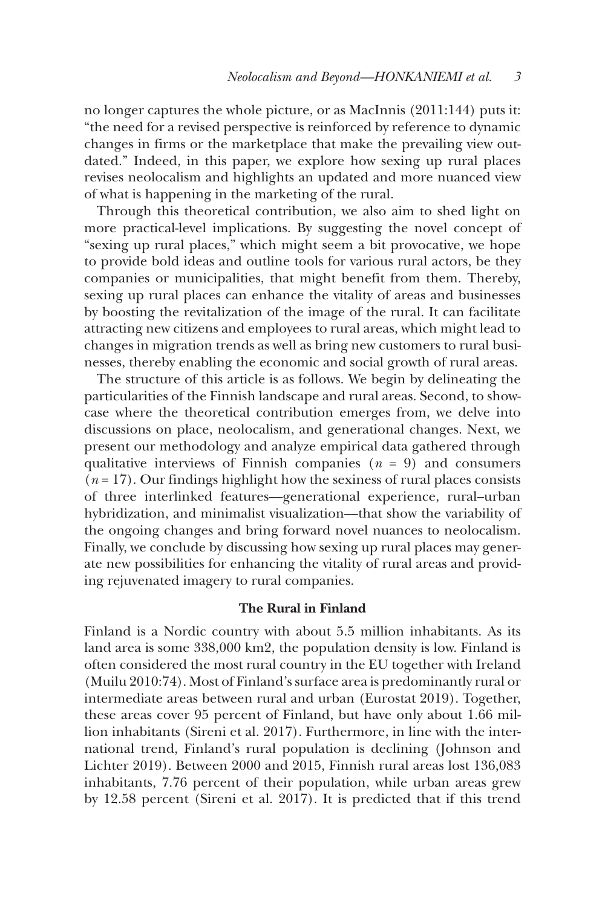no longer captures the whole picture, or as MacInnis (2011:144) puts it: "the need for a revised perspective is reinforced by reference to dynamic changes in firms or the marketplace that make the prevailing view outdated." Indeed, in this paper, we explore how sexing up rural places revises neolocalism and highlights an updated and more nuanced view of what is happening in the marketing of the rural.

Through this theoretical contribution, we also aim to shed light on more practical-level implications. By suggesting the novel concept of "sexing up rural places," which might seem a bit provocative, we hope to provide bold ideas and outline tools for various rural actors, be they companies or municipalities, that might benefit from them. Thereby, sexing up rural places can enhance the vitality of areas and businesses by boosting the revitalization of the image of the rural. It can facilitate attracting new citizens and employees to rural areas, which might lead to changes in migration trends as well as bring new customers to rural businesses, thereby enabling the economic and social growth of rural areas.

The structure of this article is as follows. We begin by delineating the particularities of the Finnish landscape and rural areas. Second, to showcase where the theoretical contribution emerges from, we delve into discussions on place, neolocalism, and generational changes. Next, we present our methodology and analyze empirical data gathered through qualitative interviews of Finnish companies ($n$ = 9) and consumers ($n$ = 17). Our findings highlight how the sexiness of rural places consists of three interlinked features—generational experience, rural–urban hybridization, and minimalist visualization—that show the variability of the ongoing changes and bring forward novel nuances to neolocalism. Finally, we conclude by discussing how sexing up rural places may generate new possibilities for enhancing the vitality of rural areas and providing rejuvenated imagery to rural companies.

## The Rural in Finland

Finland is a Nordic country with about 5.5 million inhabitants. As its land area is some 338,000 km2, the population density is low. Finland is often considered the most rural country in the EU together with Ireland (Muilu 2010:74). Most of Finland's surface area is predominantly rural or intermediate areas between rural and urban (Eurostat 2019). Together, these areas cover 95 percent of Finland, but have only about 1.66 million inhabitants (Sireni et al. 2017). Furthermore, in line with the international trend, Finland's rural population is declining (Johnson and Lichter 2019). Between 2000 and 2015, Finnish rural areas lost 136,083 inhabitants, 7.76 percent of their population, while urban areas grew by 12.58 percent (Sireni et al. 2017). It is predicted that if this trend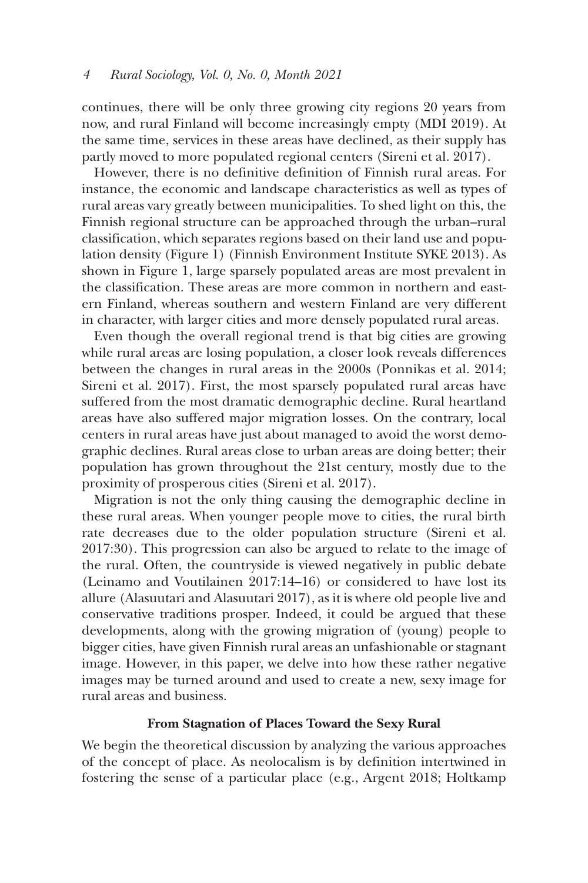continues, there will be only three growing city regions 20 years from now, and rural Finland will become increasingly empty (MDI 2019). At the same time, services in these areas have declined, as their supply has partly moved to more populated regional centers (Sireni et al. 2017).

However, there is no definitive definition of Finnish rural areas. For instance, the economic and landscape characteristics as well as types of rural areas vary greatly between municipalities. To shed light on this, the Finnish regional structure can be approached through the urban–rural classification, which separates regions based on their land use and population density (Figure 1) (Finnish Environment Institute SYKE 2013). As shown in Figure 1, large sparsely populated areas are most prevalent in the classification. These areas are more common in northern and eastern Finland, whereas southern and western Finland are very different in character, with larger cities and more densely populated rural areas.

Even though the overall regional trend is that big cities are growing while rural areas are losing population, a closer look reveals differences between the changes in rural areas in the 2000s (Ponnikas et al. 2014; Sireni et al. 2017). First, the most sparsely populated rural areas have suffered from the most dramatic demographic decline. Rural heartland areas have also suffered major migration losses. On the contrary, local centers in rural areas have just about managed to avoid the worst demographic declines. Rural areas close to urban areas are doing better; their population has grown throughout the 21st century, mostly due to the proximity of prosperous cities (Sireni et al. 2017).

Migration is not the only thing causing the demographic decline in these rural areas. When younger people move to cities, the rural birth rate decreases due to the older population structure (Sireni et al. 2017:30). This progression can also be argued to relate to the image of the rural. Often, the countryside is viewed negatively in public debate (Leinamo and Voutilainen 2017:14–16) or considered to have lost its allure (Alasuutari and Alasuutari 2017), as it is where old people live and conservative traditions prosper. Indeed, it could be argued that these developments, along with the growing migration of (young) people to bigger cities, have given Finnish rural areas an unfashionable or stagnant image. However, in this paper, we delve into how these rather negative images may be turned around and used to create a new, sexy image for rural areas and business.

## From Stagnation of Places Toward the Sexy Rural

We begin the theoretical discussion by analyzing the various approaches of the concept of place. As neolocalism is by definition intertwined in fostering the sense of a particular place (e.g., Argent 2018; Holtkamp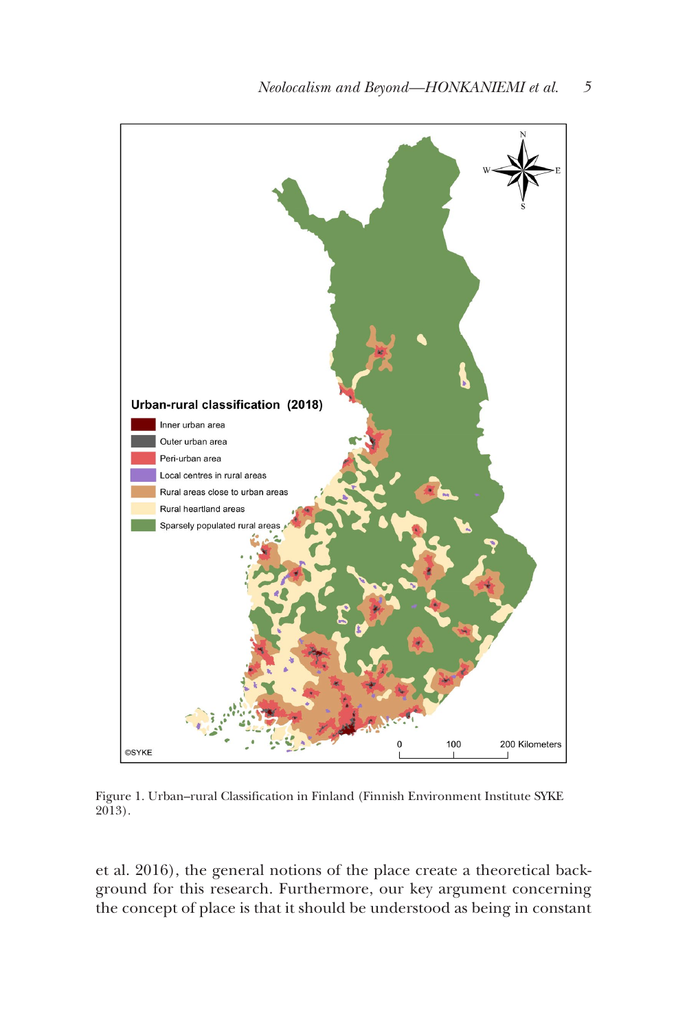Figure 1. Urban–rural Classification in Finland (Finnish Environment Institute SYKE 2013).

et al. 2016), the general notions of the place create a theoretical background for this research. Furthermore, our key argument concerning the concept of place is that it should be understood as being in constant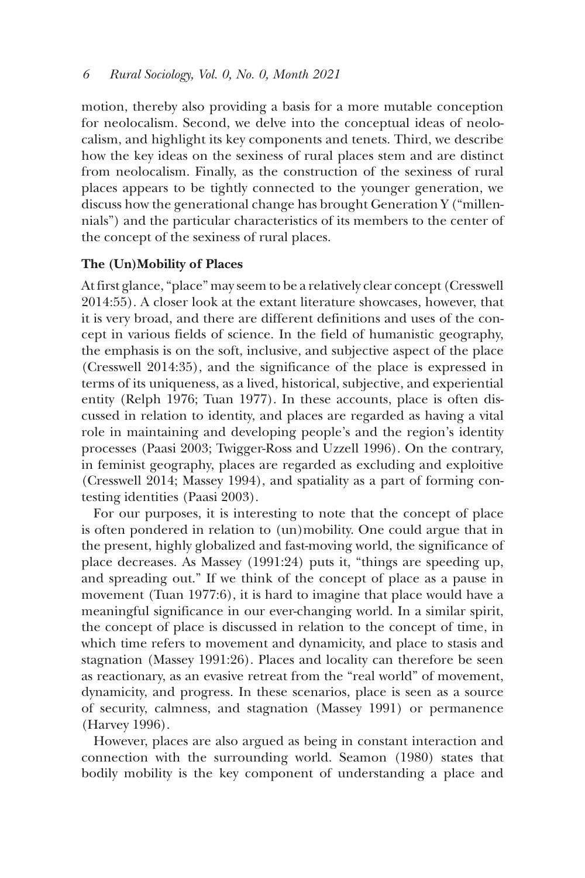motion, thereby also providing a basis for a more mutable conception for neolocalism. Second, we delve into the conceptual ideas of neolocalism, and highlight its key components and tenets. Third, we describe how the key ideas on the sexiness of rural places stem and are distinct from neolocalism. Finally, as the construction of the sexiness of rural places appears to be tightly connected to the younger generation, we discuss how the generational change has brought Generation Y ("millennials") and the particular characteristics of its members to the center of the concept of the sexiness of rural places.

**The (Un)Mobility of Places**

At first glance, "place" may seem to be a relatively clear concept (Cresswell 2014:55). A closer look at the extant literature showcases, however, that it is very broad, and there are different definitions and uses of the concept in various fields of science. In the field of humanistic geography, the emphasis is on the soft, inclusive, and subjective aspect of the place (Cresswell 2014:35), and the significance of the place is expressed in terms of its uniqueness, as a lived, historical, subjective, and experiential entity (Relph 1976; Tuan 1977). In these accounts, place is often discussed in relation to identity, and places are regarded as having a vital role in maintaining and developing people's and the region's identity processes (Paasi 2003; Twigger-Ross and Uzzell 1996). On the contrary, in feminist geography, places are regarded as excluding and exploitive (Cresswell 2014; Massey 1994), and spatiality as a part of forming contesting identities (Paasi 2003).

For our purposes, it is interesting to note that the concept of place is often pondered in relation to (un)mobility. One could argue that in the present, highly globalized and fast-moving world, the significance of place decreases. As Massey (1991:24) puts it, "things are speeding up, and spreading out." If we think of the concept of place as a pause in movement (Tuan 1977:6), it is hard to imagine that place would have a meaningful significance in our ever-changing world. In a similar spirit, the concept of place is discussed in relation to the concept of time, in which time refers to movement and dynamicity, and place to stasis and stagnation (Massey 1991:26). Places and locality can therefore be seen as reactionary, as an evasive retreat from the "real world" of movement, dynamicity, and progress. In these scenarios, place is seen as a source of security, calmness, and stagnation (Massey 1991) or permanence (Harvey 1996).

However, places are also argued as being in constant interaction and connection with the surrounding world. Seamon (1980) states that bodily mobility is the key component of understanding a place and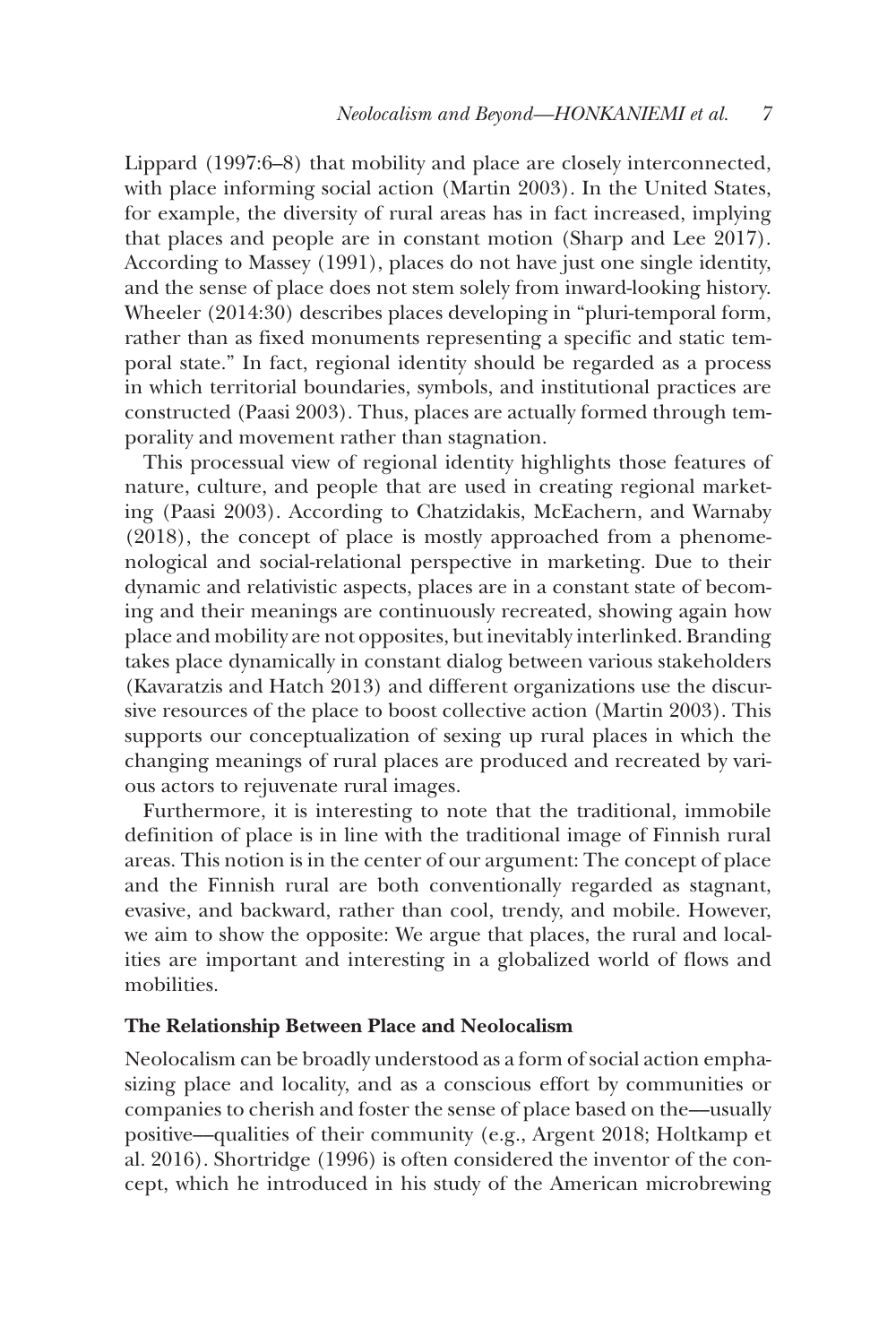Lippard (1997:6–8) that mobility and place are closely interconnected, with place informing social action (Martin 2003). In the United States, for example, the diversity of rural areas has in fact increased, implying that places and people are in constant motion (Sharp and Lee 2017). According to Massey (1991), places do not have just one single identity, and the sense of place does not stem solely from inward-looking history. Wheeler (2014:30) describes places developing in "pluri-temporal form, rather than as fixed monuments representing a specific and static temporal state." In fact, regional identity should be regarded as a process in which territorial boundaries, symbols, and institutional practices are constructed (Paasi 2003). Thus, places are actually formed through temporality and movement rather than stagnation.

This processual view of regional identity highlights those features of nature, culture, and people that are used in creating regional marketing (Paasi 2003). According to Chatzidakis, McEachern, and Warnaby (2018), the concept of place is mostly approached from a phenomenological and social-relational perspective in marketing. Due to their dynamic and relativistic aspects, places are in a constant state of becoming and their meanings are continuously recreated, showing again how place and mobility are not opposites, but inevitably interlinked. Branding takes place dynamically in constant dialog between various stakeholders (Kavaratzis and Hatch 2013) and different organizations use the discursive resources of the place to boost collective action (Martin 2003). This supports our conceptualization of sexing up rural places in which the changing meanings of rural places are produced and recreated by various actors to rejuvenate rural images.

Furthermore, it is interesting to note that the traditional, immobile definition of place is in line with the traditional image of Finnish rural areas. This notion is in the center of our argument: The concept of place and the Finnish rural are both conventionally regarded as stagnant, evasive, and backward, rather than cool, trendy, and mobile. However, we aim to show the opposite: We argue that places, the rural and localities are important and interesting in a globalized world of flows and mobilities.

### The Relationship Between Place and Neolocalism

Neolocalism can be broadly understood as a form of social action emphasizing place and locality, and as a conscious effort by communities or companies to cherish and foster the sense of place based on the—usually positive—qualities of their community (e.g., Argent 2018; Holtkamp et al. 2016). Shortridge (1996) is often considered the inventor of the concept, which he introduced in his study of the American microbrewing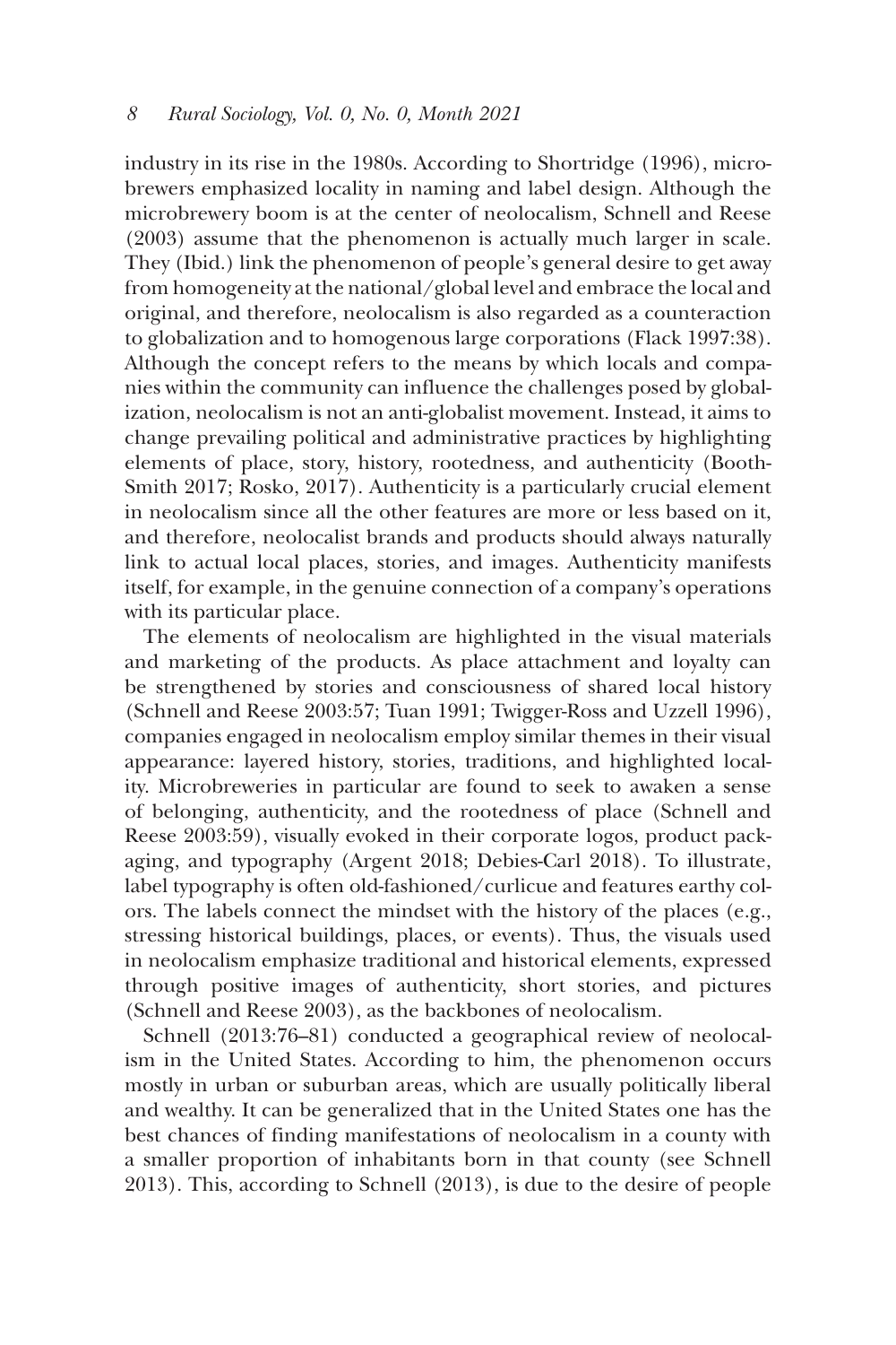industry in its rise in the 1980s. According to Shortridge (1996), microbrewers emphasized locality in naming and label design. Although the microbrewery boom is at the center of neolocalism, Schnell and Reese (2003) assume that the phenomenon is actually much larger in scale. They (Ibid.) link the phenomenon of people's general desire to get away from homogeneity at the national/global level and embrace the local and original, and therefore, neolocalism is also regarded as a counteraction to globalization and to homogenous large corporations (Flack 1997:38). Although the concept refers to the means by which locals and companies within the community can influence the challenges posed by globalization, neolocalism is not an anti-globalist movement. Instead, it aims to change prevailing political and administrative practices by highlighting elements of place, story, history, rootedness, and authenticity (Booth-Smith 2017; Rosko, 2017). Authenticity is a particularly crucial element in neolocalism since all the other features are more or less based on it, and therefore, neolocalist brands and products should always naturally link to actual local places, stories, and images. Authenticity manifests itself, for example, in the genuine connection of a company's operations with its particular place.

The elements of neolocalism are highlighted in the visual materials and marketing of the products. As place attachment and loyalty can be strengthened by stories and consciousness of shared local history (Schnell and Reese 2003:57; Tuan 1991; Twigger-Ross and Uzzell 1996), companies engaged in neolocalism employ similar themes in their visual appearance: layered history, stories, traditions, and highlighted locality. Microbreweries in particular are found to seek to awaken a sense of belonging, authenticity, and the rootedness of place (Schnell and Reese 2003:59), visually evoked in their corporate logos, product packaging, and typography (Argent 2018; Debies-Carl 2018). To illustrate, label typography is often old-fashioned/curlicue and features earthy colors. The labels connect the mindset with the history of the places (e.g., stressing historical buildings, places, or events). Thus, the visuals used in neolocalism emphasize traditional and historical elements, expressed through positive images of authenticity, short stories, and pictures (Schnell and Reese 2003), as the backbones of neolocalism.

Schnell (2013:76–81) conducted a geographical review of neolocalism in the United States. According to him, the phenomenon occurs mostly in urban or suburban areas, which are usually politically liberal and wealthy. It can be generalized that in the United States one has the best chances of finding manifestations of neolocalism in a county with a smaller proportion of inhabitants born in that county (see Schnell 2013). This, according to Schnell (2013), is due to the desire of people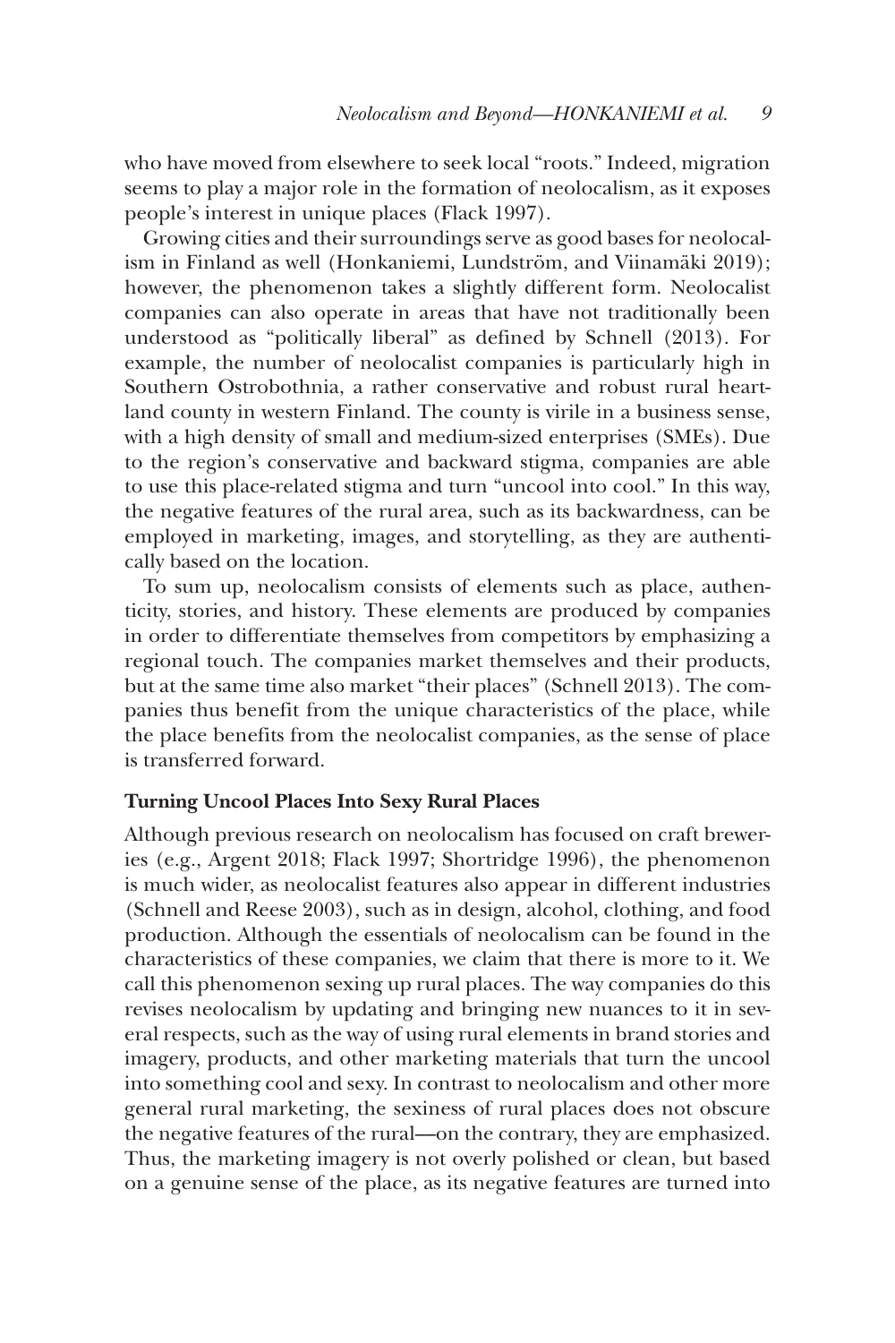who have moved from elsewhere to seek local "roots." Indeed, migration seems to play a major role in the formation of neolocalism, as it exposes people's interest in unique places (Flack 1997).

Growing cities and their surroundings serve as good bases for neolocalism in Finland as well (Honkaniemi, Lundström, and Viinamäki 2019); however, the phenomenon takes a slightly different form. Neolocalist companies can also operate in areas that have not traditionally been understood as "politically liberal" as defined by Schnell (2013). For example, the number of neolocalist companies is particularly high in Southern Ostrobothnia, a rather conservative and robust rural heartland county in western Finland. The county is virile in a business sense, with a high density of small and medium-sized enterprises (SMEs). Due to the region's conservative and backward stigma, companies are able to use this place-related stigma and turn "uncool into cool." In this way, the negative features of the rural area, such as its backwardness, can be employed in marketing, images, and storytelling, as they are authentically based on the location.

To sum up, neolocalism consists of elements such as place, authenticity, stories, and history. These elements are produced by companies in order to differentiate themselves from competitors by emphasizing a regional touch. The companies market themselves and their products, but at the same time also market "their places" (Schnell 2013). The companies thus benefit from the unique characteristics of the place, while the place benefits from the neolocalist companies, as the sense of place is transferred forward.

## Turning Uncool Places Into Sexy Rural Places

Although previous research on neolocalism has focused on craft breweries (e.g., Argent 2018; Flack 1997; Shortridge 1996), the phenomenon is much wider, as neolocalist features also appear in different industries (Schnell and Reese 2003), such as in design, alcohol, clothing, and food production. Although the essentials of neolocalism can be found in the characteristics of these companies, we claim that there is more to it. We call this phenomenon sexing up rural places. The way companies do this revises neolocalism by updating and bringing new nuances to it in several respects, such as the way of using rural elements in brand stories and imagery, products, and other marketing materials that turn the uncool into something cool and sexy. In contrast to neolocalism and other more general rural marketing, the sexiness of rural places does not obscure the negative features of the rural—on the contrary, they are emphasized. Thus, the marketing imagery is not overly polished or clean, but based on a genuine sense of the place, as its negative features are turned into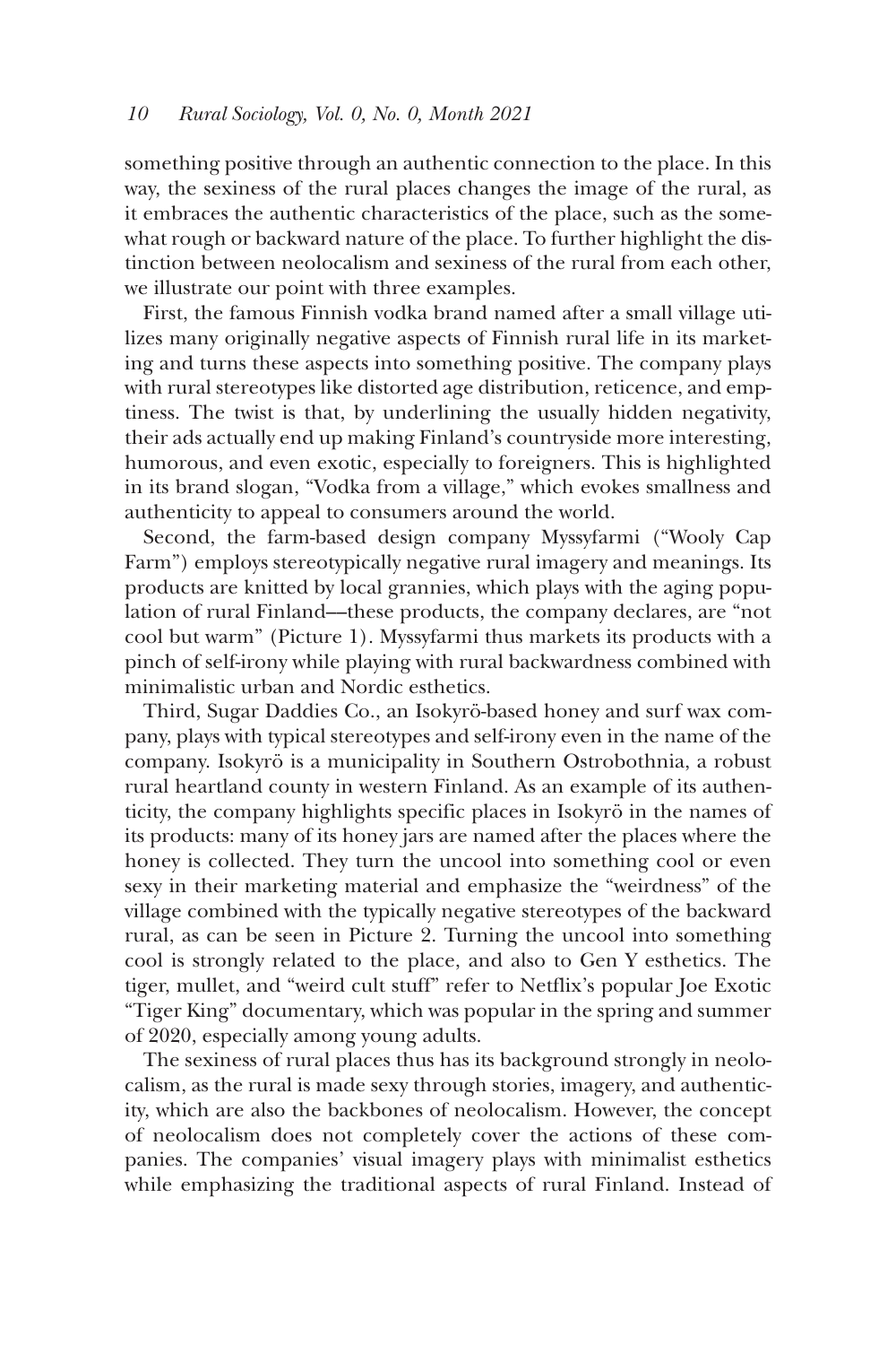something positive through an authentic connection to the place. In this way, the sexiness of the rural places changes the image of the rural, as it embraces the authentic characteristics of the place, such as the somewhat rough or backward nature of the place. To further highlight the distinction between neolocalism and sexiness of the rural from each other, we illustrate our point with three examples.

First, the famous Finnish vodka brand named after a small village utilizes many originally negative aspects of Finnish rural life in its marketing and turns these aspects into something positive. The company plays with rural stereotypes like distorted age distribution, reticence, and emptiness. The twist is that, by underlining the usually hidden negativity, their ads actually end up making Finland's countryside more interesting, humorous, and even exotic, especially to foreigners. This is highlighted in its brand slogan, "Vodka from a village," which evokes smallness and authenticity to appeal to consumers around the world.

Second, the farm-based design company Myssyfarmi ("Wooly Cap Farm") employs stereotypically negative rural imagery and meanings. Its products are knitted by local grannies, which plays with the aging population of rural Finland—these products, the company declares, are "not cool but warm" (Picture 1). Myssyfarmi thus markets its products with a pinch of self-irony while playing with rural backwardness combined with minimalistic urban and Nordic esthetics.

Third, Sugar Daddies Co., an Isokyrö-based honey and surf wax company, plays with typical stereotypes and self-irony even in the name of the company. Isokyrö is a municipality in Southern Ostrobothnia, a robust rural heartland county in western Finland. As an example of its authenticity, the company highlights specific places in Isokyrö in the names of its products: many of its honey jars are named after the places where the honey is collected. They turn the uncool into something cool or even sexy in their marketing material and emphasize the "weirdness" of the village combined with the typically negative stereotypes of the backward rural, as can be seen in Picture 2. Turning the uncool into something cool is strongly related to the place, and also to Gen Y esthetics. The tiger, mullet, and "weird cult stuff" refer to Netflix's popular Joe Exotic "Tiger King" documentary, which was popular in the spring and summer of 2020, especially among young adults.

The sexiness of rural places thus has its background strongly in neolocalism, as the rural is made sexy through stories, imagery, and authenticity, which are also the backbones of neolocalism. However, the concept of neolocalism does not completely cover the actions of these companies. The companies' visual imagery plays with minimalist esthetics while emphasizing the traditional aspects of rural Finland. Instead of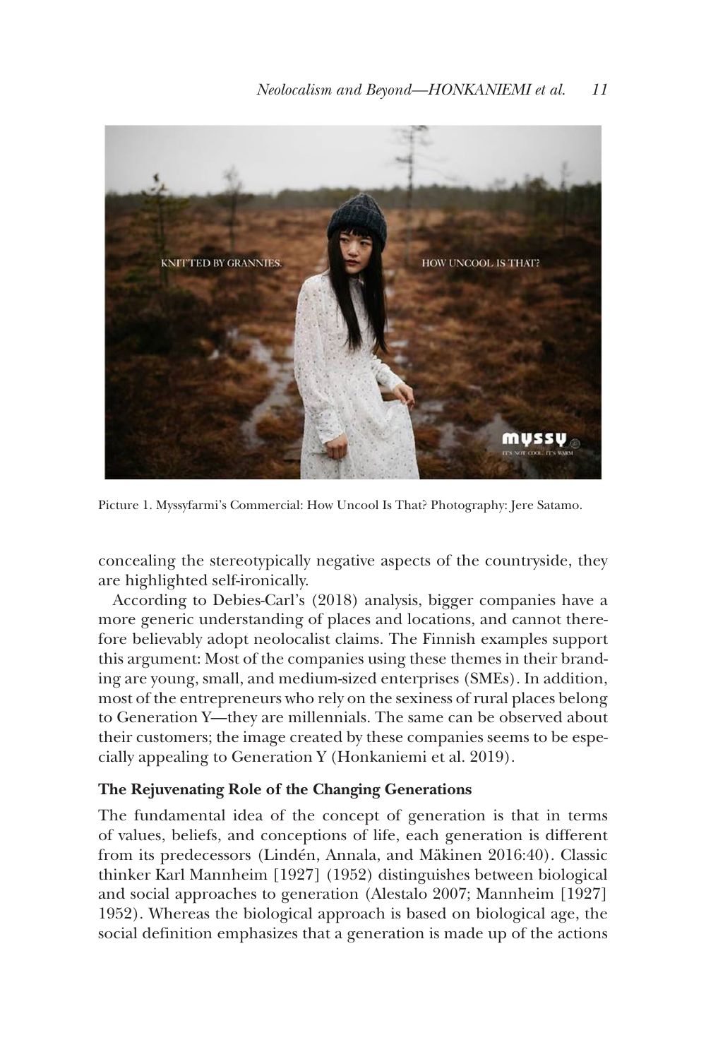Picture 1. Myssyfarmi's Commercial: How Uncool Is That? Photography: Jere Satamo.

concealing the stereotypically negative aspects of the countryside, they are highlighted self-ironically.

According to Debies-Carl's (2018) analysis, bigger companies have a more generic understanding of places and locations, and cannot therefore believably adopt neolocalist claims. The Finnish examples support this argument: Most of the companies using these themes in their branding are young, small, and medium-sized enterprises (SMEs). In addition, most of the entrepreneurs who rely on the sexiness of rural places belong to Generation Y—they are millennials. The same can be observed about their customers; the image created by these companies seems to be especially appealing to Generation Y (Honkaniemi et al. 2019).

### The Rejuvenating Role of the Changing Generations

The fundamental idea of the concept of generation is that in terms of values, beliefs, and conceptions of life, each generation is different from its predecessors (Lindén, Annala, and Mäkinen 2016:40). Classic thinker Karl Mannheim [1927] (1952) distinguishes between biological and social approaches to generation (Alestalo 2007; Mannheim [1927] 1952). Whereas the biological approach is based on biological age, the social definition emphasizes that a generation is made up of the actions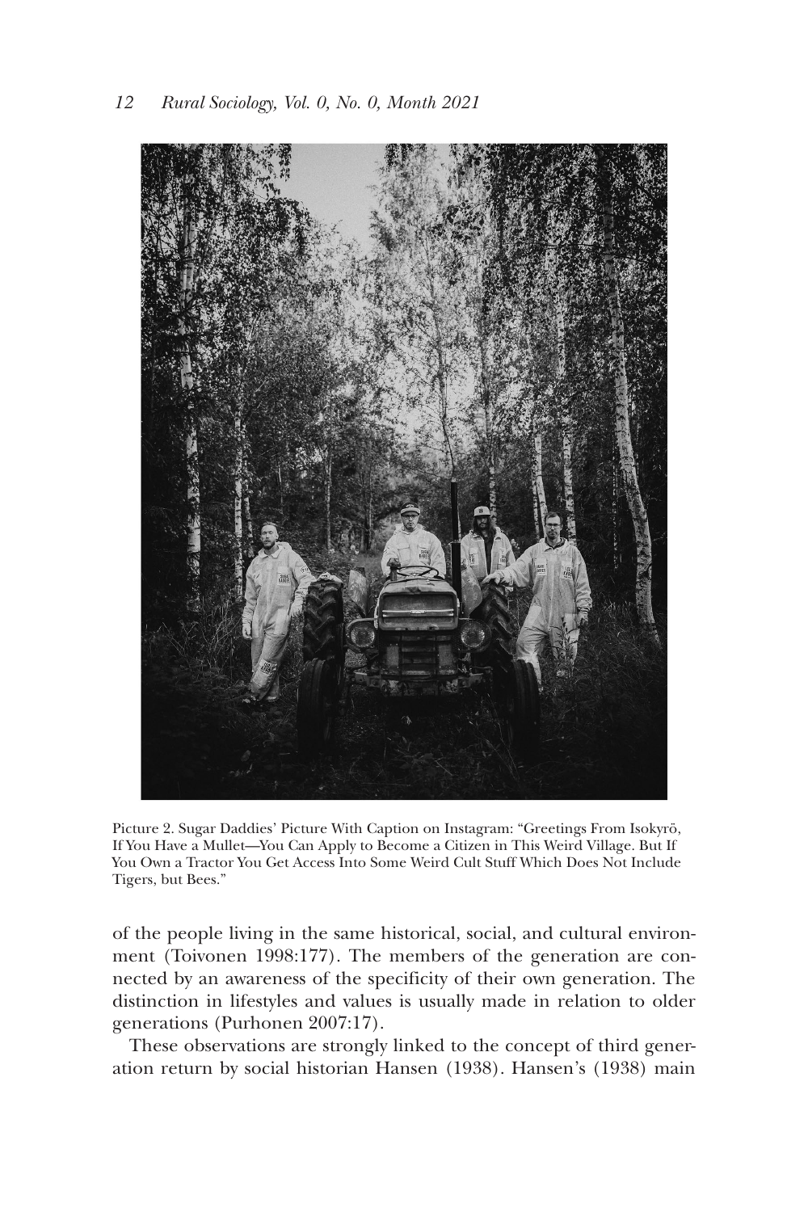Picture 2. Sugar Daddies' Picture With Caption on Instagram: "Greetings From Isokyrö, If You Have a Mullet—You Can Apply to Become a Citizen in This Weird Village. But If You Own a Tractor You Get Access Into Some Weird Cult Stuff Which Does Not Include Tigers, but Bees."

of the people living in the same historical, social, and cultural environment (Toivonen 1998:177). The members of the generation are connected by an awareness of the specificity of their own generation. The distinction in lifestyles and values is usually made in relation to older generations (Purhonen 2007:17).

These observations are strongly linked to the concept of third generation return by social historian Hansen (1938). Hansen's (1938) main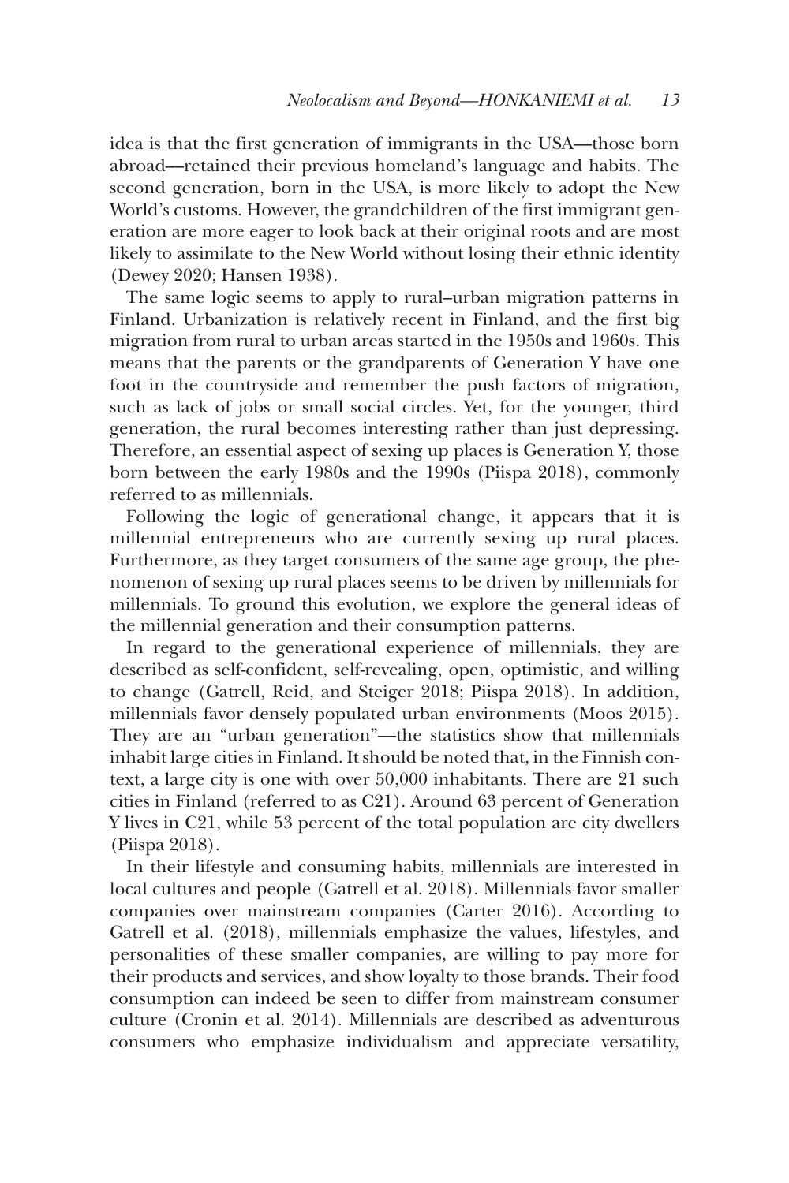idea is that the first generation of immigrants in the USA—those born abroad—retained their previous homeland's language and habits. The second generation, born in the USA, is more likely to adopt the New World's customs. However, the grandchildren of the first immigrant generation are more eager to look back at their original roots and are most likely to assimilate to the New World without losing their ethnic identity (Dewey 2020; Hansen 1938).

The same logic seems to apply to rural–urban migration patterns in Finland. Urbanization is relatively recent in Finland, and the first big migration from rural to urban areas started in the 1950s and 1960s. This means that the parents or the grandparents of Generation Y have one foot in the countryside and remember the push factors of migration, such as lack of jobs or small social circles. Yet, for the younger, third generation, the rural becomes interesting rather than just depressing. Therefore, an essential aspect of sexing up places is Generation Y, those born between the early 1980s and the 1990s (Piispa 2018), commonly referred to as millennials.

Following the logic of generational change, it appears that it is millennial entrepreneurs who are currently sexing up rural places. Furthermore, as they target consumers of the same age group, the phenomenon of sexing up rural places seems to be driven by millennials for millennials. To ground this evolution, we explore the general ideas of the millennial generation and their consumption patterns.

In regard to the generational experience of millennials, they are described as self-confident, self-revealing, open, optimistic, and willing to change (Gatrell, Reid, and Steiger 2018; Piispa 2018). In addition, millennials favor densely populated urban environments (Moos 2015). They are an "urban generation"—the statistics show that millennials inhabit large cities in Finland. It should be noted that, in the Finnish context, a large city is one with over 50,000 inhabitants. There are 21 such cities in Finland (referred to as C21). Around 63 percent of Generation Y lives in C21, while 53 percent of the total population are city dwellers (Piispa 2018).

In their lifestyle and consuming habits, millennials are interested in local cultures and people (Gatrell et al. 2018). Millennials favor smaller companies over mainstream companies (Carter 2016). According to Gatrell et al. (2018), millennials emphasize the values, lifestyles, and personalities of these smaller companies, are willing to pay more for their products and services, and show loyalty to those brands. Their food consumption can indeed be seen to differ from mainstream consumer culture (Cronin et al. 2014). Millennials are described as adventurous consumers who emphasize individualism and appreciate versatility,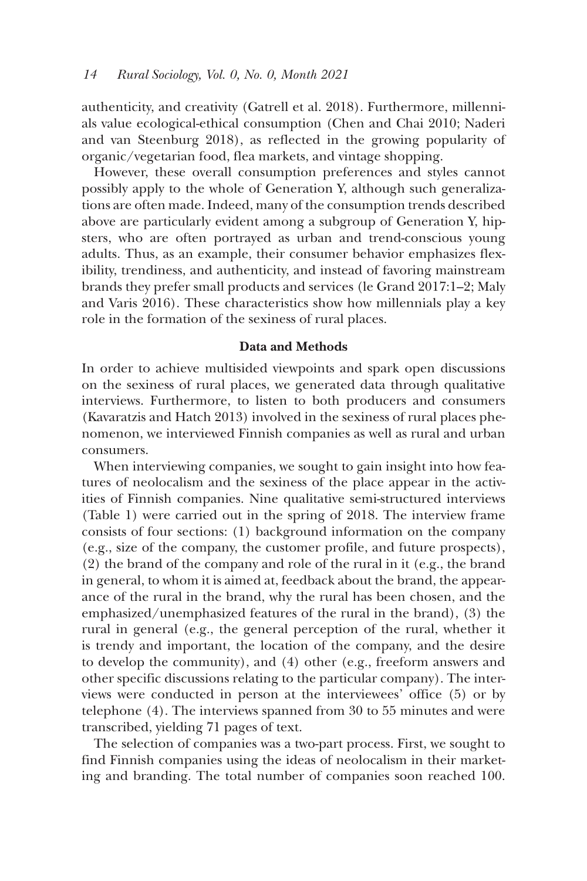authenticity, and creativity (Gatrell et al. 2018). Furthermore, millennials value ecological-ethical consumption (Chen and Chai 2010; Naderi and van Steenburg 2018), as reflected in the growing popularity of organic/vegetarian food, flea markets, and vintage shopping.

However, these overall consumption preferences and styles cannot possibly apply to the whole of Generation Y, although such generalizations are often made. Indeed, many of the consumption trends described above are particularly evident among a subgroup of Generation Y, hipsters, who are often portrayed as urban and trend-conscious young adults. Thus, as an example, their consumer behavior emphasizes flexibility, trendiness, and authenticity, and instead of favoring mainstream brands they prefer small products and services (le Grand 2017:1–2; Maly and Varis 2016). These characteristics show how millennials play a key role in the formation of the sexiness of rural places.

## Data and Methods

In order to achieve multisided viewpoints and spark open discussions on the sexiness of rural places, we generated data through qualitative interviews. Furthermore, to listen to both producers and consumers (Kavaratzis and Hatch 2013) involved in the sexiness of rural places phenomenon, we interviewed Finnish companies as well as rural and urban consumers.

When interviewing companies, we sought to gain insight into how features of neolocalism and the sexiness of the place appear in the activities of Finnish companies. Nine qualitative semi-structured interviews (Table 1) were carried out in the spring of 2018. The interview frame consists of four sections: (1) background information on the company (e.g., size of the company, the customer profile, and future prospects), (2) the brand of the company and role of the rural in it (e.g., the brand in general, to whom it is aimed at, feedback about the brand, the appearance of the rural in the brand, why the rural has been chosen, and the emphasized/unemphasized features of the rural in the brand), (3) the rural in general (e.g., the general perception of the rural, whether it is trendy and important, the location of the company, and the desire to develop the community), and (4) other (e.g., freeform answers and other specific discussions relating to the particular company). The interviews were conducted in person at the interviewees' office (5) or by telephone (4). The interviews spanned from 30 to 55 minutes and were transcribed, yielding 71 pages of text.

The selection of companies was a two-part process. First, we sought to find Finnish companies using the ideas of neolocalism in their marketing and branding. The total number of companies soon reached 100.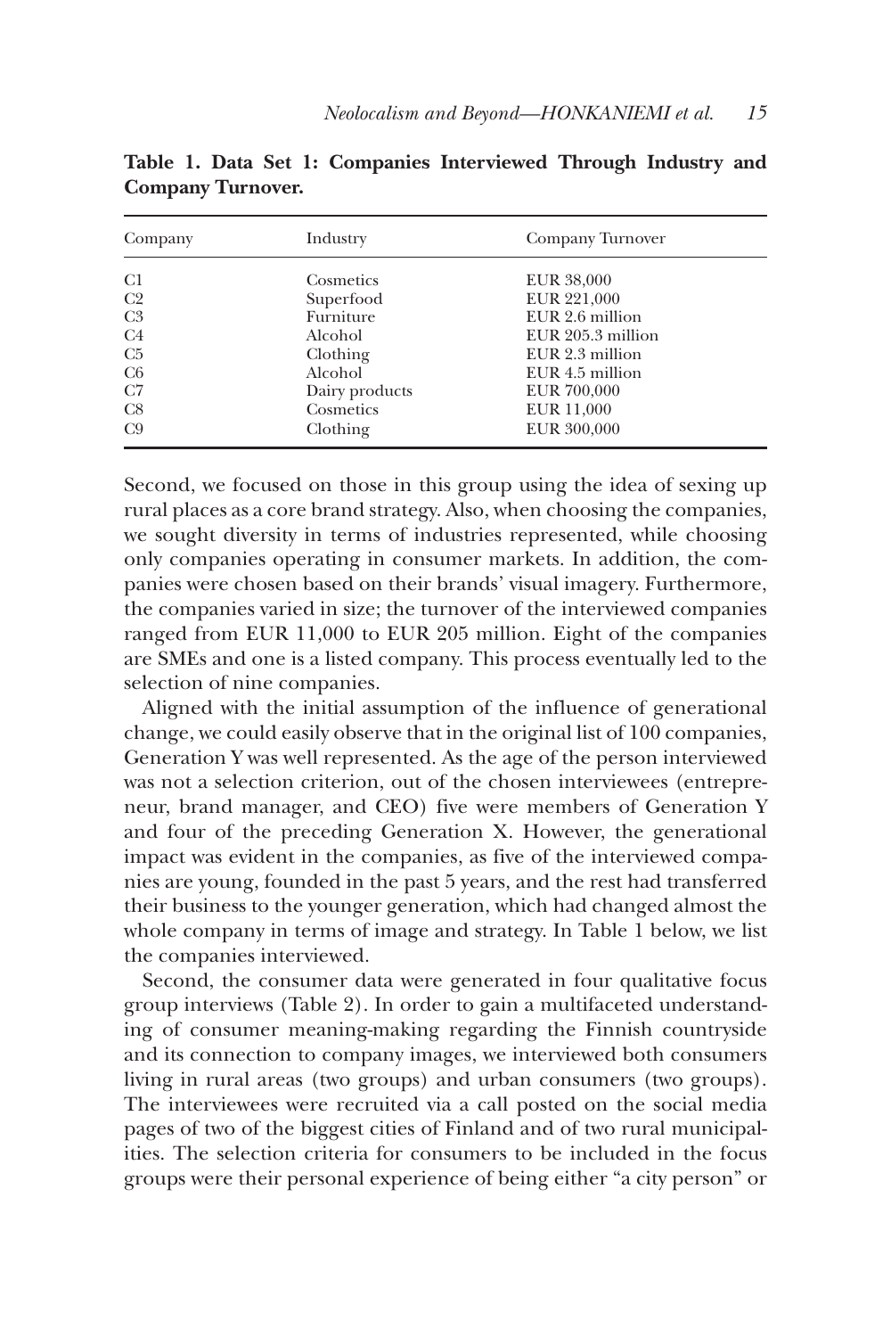**Table 1. Data Set 1: Companies Interviewed Through Industry and Company Turnover.**

| Company | Industry | Company Turnover |
|---|---|---|
| C1 | Cosmetics | EUR 38,000 |
| C2 | Superfood | EUR 221,000 |
| C3 | Furniture | EUR 2.6 million |
| C4 | Alcohol | EUR 205.3 million |
| C5 | Clothing | EUR 2.3 million |
| C6 | Alcohol | EUR 4.5 million |
| C7 | Dairy products | EUR 700,000 |
| C8 | Cosmetics | EUR 11,000 |
| C9 | Clothing | EUR 300,000 |

Second, we focused on those in this group using the idea of sexing up rural places as a core brand strategy. Also, when choosing the companies, we sought diversity in terms of industries represented, while choosing only companies operating in consumer markets. In addition, the companies were chosen based on their brands' visual imagery. Furthermore, the companies varied in size; the turnover of the interviewed companies ranged from EUR 11,000 to EUR 205 million. Eight of the companies are SMEs and one is a listed company. This process eventually led to the selection of nine companies.

Aligned with the initial assumption of the influence of generational change, we could easily observe that in the original list of 100 companies, Generation Y was well represented. As the age of the person interviewed was not a selection criterion, out of the chosen interviewees (entrepreneur, brand manager, and CEO) five were members of Generation Y and four of the preceding Generation X. However, the generational impact was evident in the companies, as five of the interviewed companies are young, founded in the past 5 years, and the rest had transferred their business to the younger generation, which had changed almost the whole company in terms of image and strategy. In Table 1 below, we list the companies interviewed.

Second, the consumer data were generated in four qualitative focus group interviews (Table 2). In order to gain a multifaceted understanding of consumer meaning-making regarding the Finnish countryside and its connection to company images, we interviewed both consumers living in rural areas (two groups) and urban consumers (two groups). The interviewees were recruited via a call posted on the social media pages of two of the biggest cities of Finland and of two rural municipalities. The selection criteria for consumers to be included in the focus groups were their personal experience of being either "a city person" or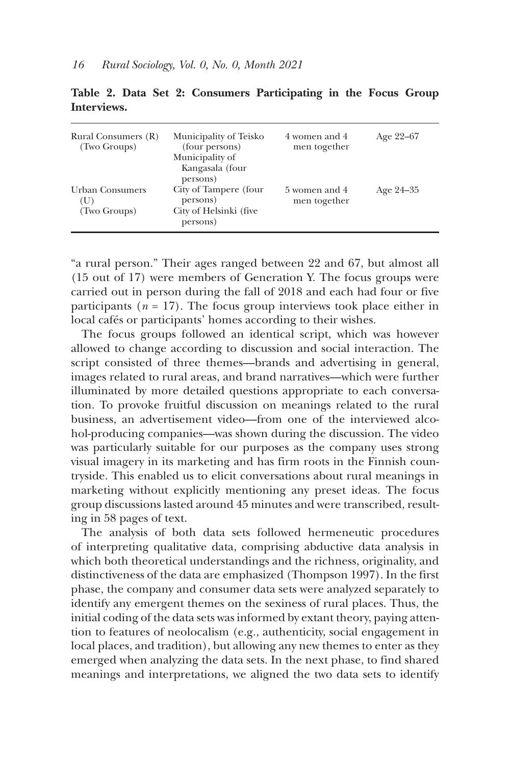**Table 2. Data Set 2: Consumers Participating in the Focus Group Interviews.**

| | | | |
|---|---|---|---|
| Rural Consumers (R) (Two Groups) | Municipality of Teisko (four persons) Municipality of Kangasala (four persons) | 4 women and 4 men together | Age 22–67 |
| Urban Consumers (U) (Two Groups) | City of Tampere (four persons) City of Helsinki (five persons) | 5 women and 4 men together | Age 24–35 |

"a rural person." Their ages ranged between 22 and 67, but almost all (15 out of 17) were members of Generation Y. The focus groups were carried out in person during the fall of 2018 and each had four or five participants ($n$ = 17). The focus group interviews took place either in local cafés or participants' homes according to their wishes.

The focus groups followed an identical script, which was however allowed to change according to discussion and social interaction. The script consisted of three themes—brands and advertising in general, images related to rural areas, and brand narratives—which were further illuminated by more detailed questions appropriate to each conversation. To provoke fruitful discussion on meanings related to the rural business, an advertisement video—from one of the interviewed alcohol-producing companies—was shown during the discussion. The video was particularly suitable for our purposes as the company uses strong visual imagery in its marketing and has firm roots in the Finnish countryside. This enabled us to elicit conversations about rural meanings in marketing without explicitly mentioning any preset ideas. The focus group discussions lasted around 45 minutes and were transcribed, resulting in 58 pages of text.

The analysis of both data sets followed hermeneutic procedures of interpreting qualitative data, comprising abductive data analysis in which both theoretical understandings and the richness, originality, and distinctiveness of the data are emphasized (Thompson 1997). In the first phase, the company and consumer data sets were analyzed separately to identify any emergent themes on the sexiness of rural places. Thus, the initial coding of the data sets was informed by extant theory, paying attention to features of neolocalism (e.g., authenticity, social engagement in local places, and tradition), but allowing any new themes to enter as they emerged when analyzing the data sets. In the next phase, to find shared meanings and interpretations, we aligned the two data sets to identify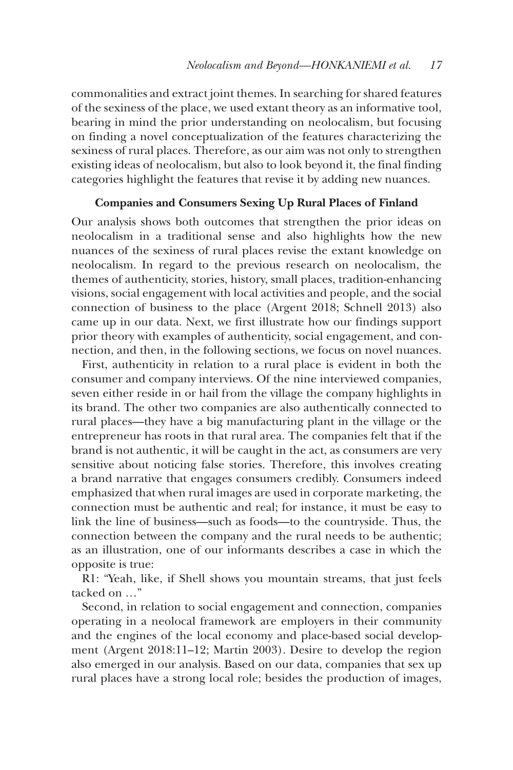commonalities and extract joint themes. In searching for shared features of the sexiness of the place, we used extant theory as an informative tool, bearing in mind the prior understanding on neolocalism, but focusing on finding a novel conceptualization of the features characterizing the sexiness of rural places. Therefore, as our aim was not only to strengthen existing ideas of neolocalism, but also to look beyond it, the final finding categories highlight the features that revise it by adding new nuances.

## Companies and Consumers Sexing Up Rural Places of Finland

Our analysis shows both outcomes that strengthen the prior ideas on neolocalism in a traditional sense and also highlights how the new nuances of the sexiness of rural places revise the extant knowledge on neolocalism. In regard to the previous research on neolocalism, the themes of authenticity, stories, history, small places, tradition-enhancing visions, social engagement with local activities and people, and the social connection of business to the place (Argent 2018; Schnell 2013) also came up in our data. Next, we first illustrate how our findings support prior theory with examples of authenticity, social engagement, and connection, and then, in the following sections, we focus on novel nuances.

First, authenticity in relation to a rural place is evident in both the consumer and company interviews. Of the nine interviewed companies, seven either reside in or hail from the village the company highlights in its brand. The other two companies are also authentically connected to rural places—they have a big manufacturing plant in the village or the entrepreneur has roots in that rural area. The companies felt that if the brand is not authentic, it will be caught in the act, as consumers are very sensitive about noticing false stories. Therefore, this involves creating a brand narrative that engages consumers credibly. Consumers indeed emphasized that when rural images are used in corporate marketing, the connection must be authentic and real; for instance, it must be easy to link the line of business—such as foods—to the countryside. Thus, the connection between the company and the rural needs to be authentic; as an illustration, one of our informants describes a case in which the opposite is true:

R1: "Yeah, like, if Shell shows you mountain streams, that just feels tacked on …"

Second, in relation to social engagement and connection, companies operating in a neolocal framework are employers in their community and the engines of the local economy and place-based social development (Argent 2018:11–12; Martin 2003). Desire to develop the region also emerged in our analysis. Based on our data, companies that sex up rural places have a strong local role; besides the production of images,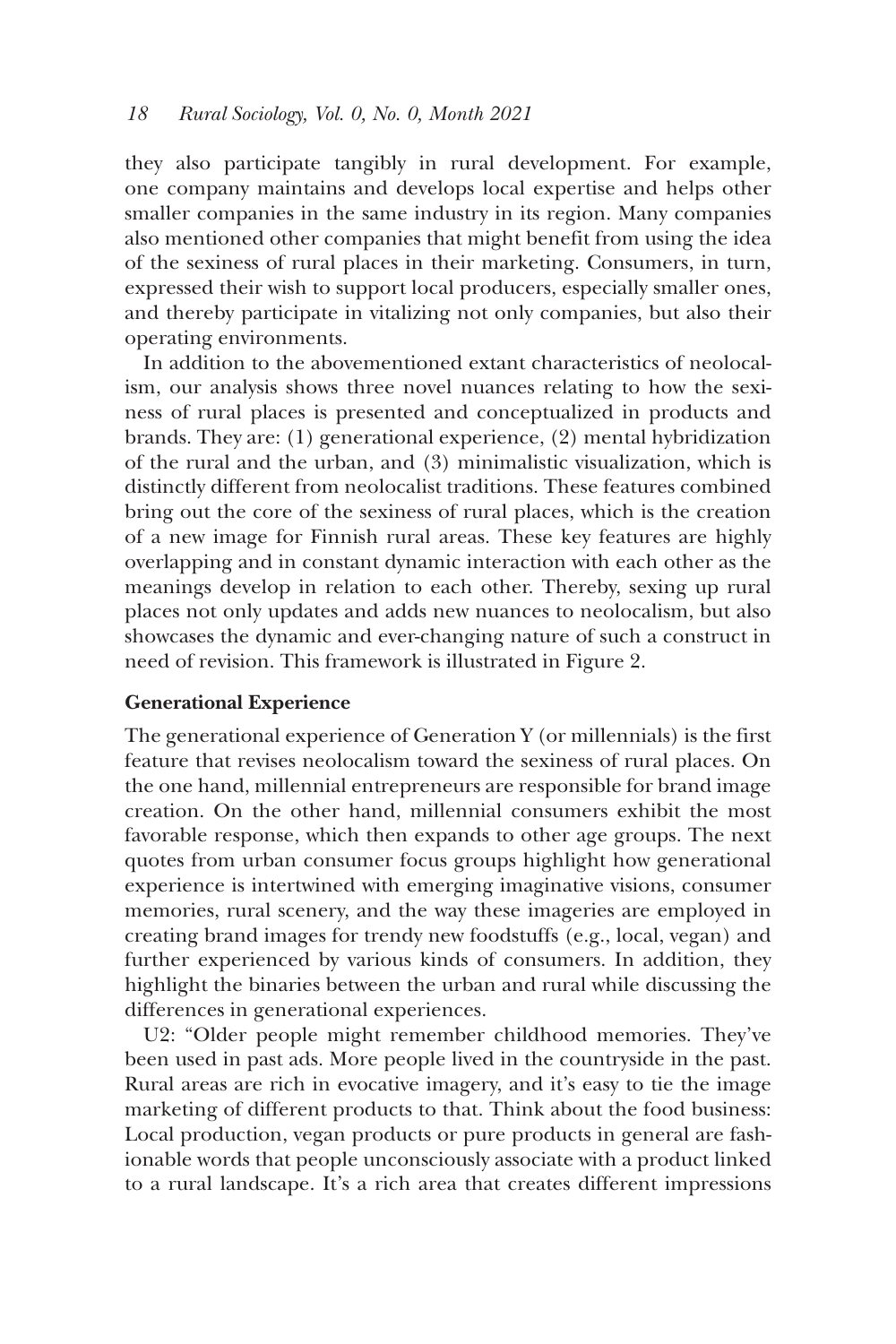they also participate tangibly in rural development. For example, one company maintains and develops local expertise and helps other smaller companies in the same industry in its region. Many companies also mentioned other companies that might benefit from using the idea of the sexiness of rural places in their marketing. Consumers, in turn, expressed their wish to support local producers, especially smaller ones, and thereby participate in vitalizing not only companies, but also their operating environments.

In addition to the abovementioned extant characteristics of neolocalism, our analysis shows three novel nuances relating to how the sexiness of rural places is presented and conceptualized in products and brands. They are: (1) generational experience, (2) mental hybridization of the rural and the urban, and (3) minimalistic visualization, which is distinctly different from neolocalist traditions. These features combined bring out the core of the sexiness of rural places, which is the creation of a new image for Finnish rural areas. These key features are highly overlapping and in constant dynamic interaction with each other as the meanings develop in relation to each other. Thereby, sexing up rural places not only updates and adds new nuances to neolocalism, but also showcases the dynamic and ever-changing nature of such a construct in need of revision. This framework is illustrated in Figure 2.

**Generational Experience**

The generational experience of Generation Y (or millennials) is the first feature that revises neolocalism toward the sexiness of rural places. On the one hand, millennial entrepreneurs are responsible for brand image creation. On the other hand, millennial consumers exhibit the most favorable response, which then expands to other age groups. The next quotes from urban consumer focus groups highlight how generational experience is intertwined with emerging imaginative visions, consumer memories, rural scenery, and the way these imageries are employed in creating brand images for trendy new foodstuffs (e.g., local, vegan) and further experienced by various kinds of consumers. In addition, they highlight the binaries between the urban and rural while discussing the differences in generational experiences.

U2: "Older people might remember childhood memories. They've been used in past ads. More people lived in the countryside in the past. Rural areas are rich in evocative imagery, and it's easy to tie the image marketing of different products to that. Think about the food business: Local production, vegan products or pure products in general are fashionable words that people unconsciously associate with a product linked to a rural landscape. It's a rich area that creates different impressions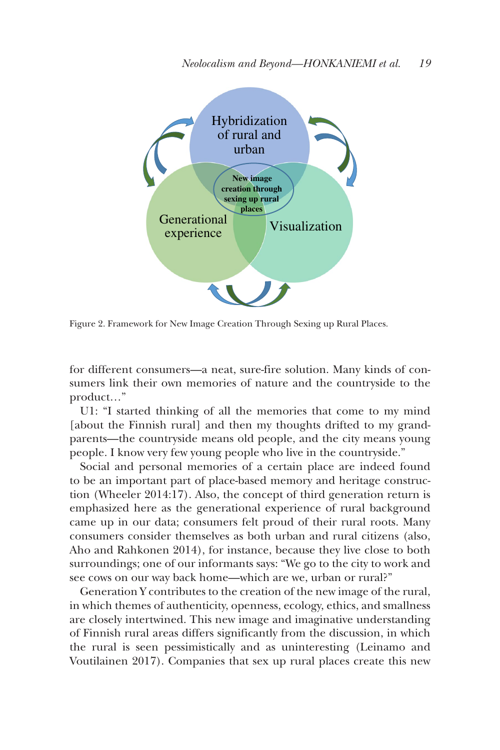Hybridization of rural and urban

New image creation through sexing up rural places

Generational experience

Visualization

Figure 2. Framework for New Image Creation Through Sexing up Rural Places.

for different consumers—a neat, sure-fire solution. Many kinds of consumers link their own memories of nature and the countryside to the product…"

U1: "I started thinking of all the memories that come to my mind [about the Finnish rural] and then my thoughts drifted to my grandparents—the countryside means old people, and the city means young people. I know very few young people who live in the countryside."

Social and personal memories of a certain place are indeed found to be an important part of place-based memory and heritage construction (Wheeler 2014:17). Also, the concept of third generation return is emphasized here as the generational experience of rural background came up in our data; consumers felt proud of their rural roots. Many consumers consider themselves as both urban and rural citizens (also, Aho and Rahkonen 2014), for instance, because they live close to both surroundings; one of our informants says: "We go to the city to work and see cows on our way back home—which are we, urban or rural?"

Generation Y contributes to the creation of the new image of the rural, in which themes of authenticity, openness, ecology, ethics, and smallness are closely intertwined. This new image and imaginative understanding of Finnish rural areas differs significantly from the discussion, in which the rural is seen pessimistically and as uninteresting (Leinamo and Voutilainen 2017). Companies that sex up rural places create this new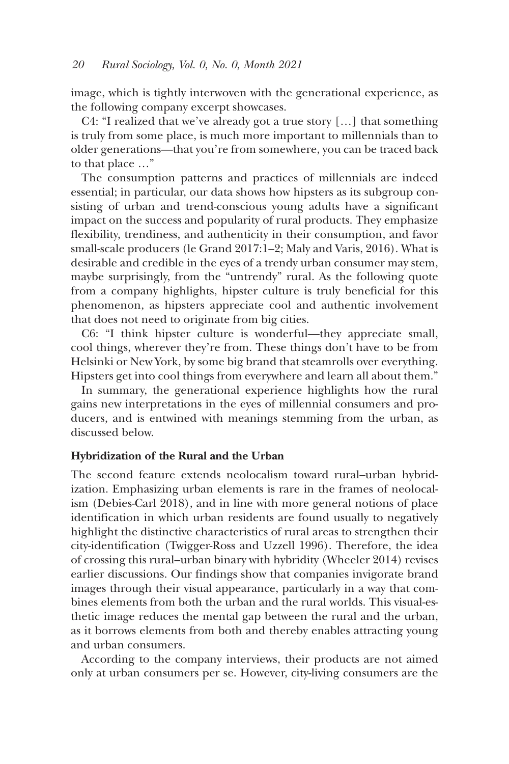image, which is tightly interwoven with the generational experience, as the following company excerpt showcases.

C4: "I realized that we've already got a true story […] that something is truly from some place, is much more important to millennials than to older generations—that you're from somewhere, you can be traced back to that place …"

The consumption patterns and practices of millennials are indeed essential; in particular, our data shows how hipsters as its subgroup consisting of urban and trend-conscious young adults have a significant impact on the success and popularity of rural products. They emphasize flexibility, trendiness, and authenticity in their consumption, and favor small-scale producers (le Grand 2017:1–2; Maly and Varis, 2016). What is desirable and credible in the eyes of a trendy urban consumer may stem, maybe surprisingly, from the "untrendy" rural. As the following quote from a company highlights, hipster culture is truly beneficial for this phenomenon, as hipsters appreciate cool and authentic involvement that does not need to originate from big cities.

C6: "I think hipster culture is wonderful—they appreciate small, cool things, wherever they're from. These things don't have to be from Helsinki or New York, by some big brand that steamrolls over everything. Hipsters get into cool things from everywhere and learn all about them."

In summary, the generational experience highlights how the rural gains new interpretations in the eyes of millennial consumers and producers, and is entwined with meanings stemming from the urban, as discussed below.

### Hybridization of the Rural and the Urban

The second feature extends neolocalism toward rural–urban hybridization. Emphasizing urban elements is rare in the frames of neolocalism (Debies-Carl 2018), and in line with more general notions of place identification in which urban residents are found usually to negatively highlight the distinctive characteristics of rural areas to strengthen their city-identification (Twigger-Ross and Uzzell 1996). Therefore, the idea of crossing this rural–urban binary with hybridity (Wheeler 2014) revises earlier discussions. Our findings show that companies invigorate brand images through their visual appearance, particularly in a way that combines elements from both the urban and the rural worlds. This visual-esthetic image reduces the mental gap between the rural and the urban, as it borrows elements from both and thereby enables attracting young and urban consumers.

According to the company interviews, their products are not aimed only at urban consumers per se. However, city-living consumers are the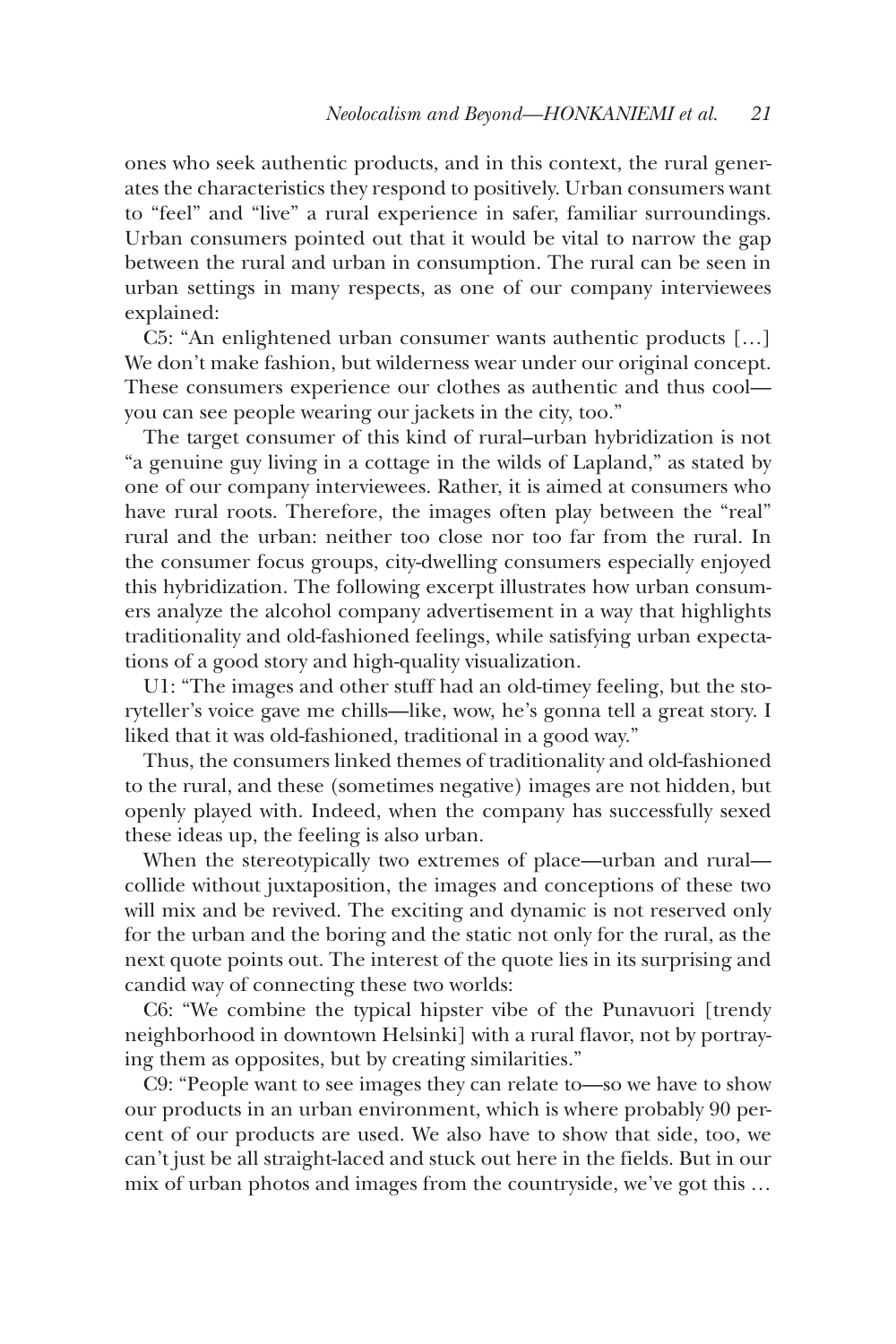ones who seek authentic products, and in this context, the rural generates the characteristics they respond to positively. Urban consumers want to "feel" and "live" a rural experience in safer, familiar surroundings. Urban consumers pointed out that it would be vital to narrow the gap between the rural and urban in consumption. The rural can be seen in urban settings in many respects, as one of our company interviewees explained:

C5: "An enlightened urban consumer wants authentic products […] We don't make fashion, but wilderness wear under our original concept. These consumers experience our clothes as authentic and thus cool—you can see people wearing our jackets in the city, too."

The target consumer of this kind of rural–urban hybridization is not "a genuine guy living in a cottage in the wilds of Lapland," as stated by one of our company interviewees. Rather, it is aimed at consumers who have rural roots. Therefore, the images often play between the "real" rural and the urban: neither too close nor too far from the rural. In the consumer focus groups, city-dwelling consumers especially enjoyed this hybridization. The following excerpt illustrates how urban consumers analyze the alcohol company advertisement in a way that highlights traditionality and old-fashioned feelings, while satisfying urban expectations of a good story and high-quality visualization.

U1: "The images and other stuff had an old-timey feeling, but the storyteller's voice gave me chills—like, wow, he's gonna tell a great story. I liked that it was old-fashioned, traditional in a good way."

Thus, the consumers linked themes of traditionality and old-fashioned to the rural, and these (sometimes negative) images are not hidden, but openly played with. Indeed, when the company has successfully sexed these ideas up, the feeling is also urban.

When the stereotypically two extremes of place—urban and rural—collide without juxtaposition, the images and conceptions of these two will mix and be revived. The exciting and dynamic is not reserved only for the urban and the boring and the static not only for the rural, as the next quote points out. The interest of the quote lies in its surprising and candid way of connecting these two worlds:

C6: "We combine the typical hipster vibe of the Punavuori [trendy neighborhood in downtown Helsinki] with a rural flavor, not by portraying them as opposites, but by creating similarities."

C9: "People want to see images they can relate to—so we have to show our products in an urban environment, which is where probably 90 percent of our products are used. We also have to show that side, too, we can't just be all straight-laced and stuck out here in the fields. But in our mix of urban photos and images from the countryside, we've got this …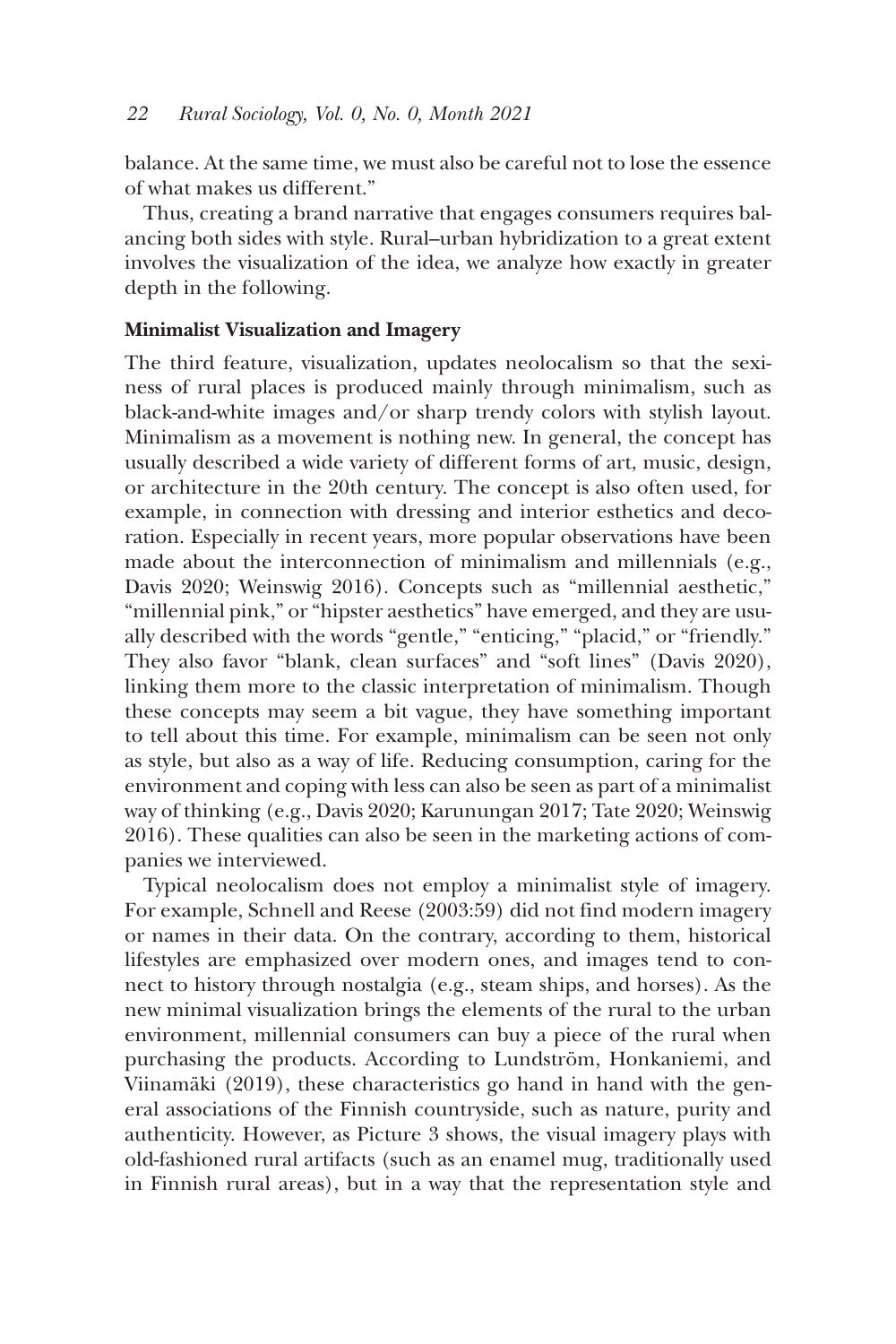balance. At the same time, we must also be careful not to lose the essence of what makes us different."

Thus, creating a brand narrative that engages consumers requires balancing both sides with style. Rural–urban hybridization to a great extent involves the visualization of the idea, we analyze how exactly in greater depth in the following.

**Minimalist Visualization and Imagery**

The third feature, visualization, updates neolocalism so that the sexiness of rural places is produced mainly through minimalism, such as black-and-white images and/or sharp trendy colors with stylish layout. Minimalism as a movement is nothing new. In general, the concept has usually described a wide variety of different forms of art, music, design, or architecture in the 20th century. The concept is also often used, for example, in connection with dressing and interior esthetics and decoration. Especially in recent years, more popular observations have been made about the interconnection of minimalism and millennials (e.g., Davis 2020; Weinswig 2016). Concepts such as "millennial aesthetic," "millennial pink," or "hipster aesthetics" have emerged, and they are usually described with the words "gentle," "enticing," "placid," or "friendly." They also favor "blank, clean surfaces" and "soft lines" (Davis 2020), linking them more to the classic interpretation of minimalism. Though these concepts may seem a bit vague, they have something important to tell about this time. For example, minimalism can be seen not only as style, but also as a way of life. Reducing consumption, caring for the environment and coping with less can also be seen as part of a minimalist way of thinking (e.g., Davis 2020; Karunungan 2017; Tate 2020; Weinswig 2016). These qualities can also be seen in the marketing actions of companies we interviewed.

Typical neolocalism does not employ a minimalist style of imagery. For example, Schnell and Reese (2003:59) did not find modern imagery or names in their data. On the contrary, according to them, historical lifestyles are emphasized over modern ones, and images tend to connect to history through nostalgia (e.g., steam ships, and horses). As the new minimal visualization brings the elements of the rural to the urban environment, millennial consumers can buy a piece of the rural when purchasing the products. According to Lundström, Honkaniemi, and Viinamäki (2019), these characteristics go hand in hand with the general associations of the Finnish countryside, such as nature, purity and authenticity. However, as Picture 3 shows, the visual imagery plays with old-fashioned rural artifacts (such as an enamel mug, traditionally used in Finnish rural areas), but in a way that the representation style and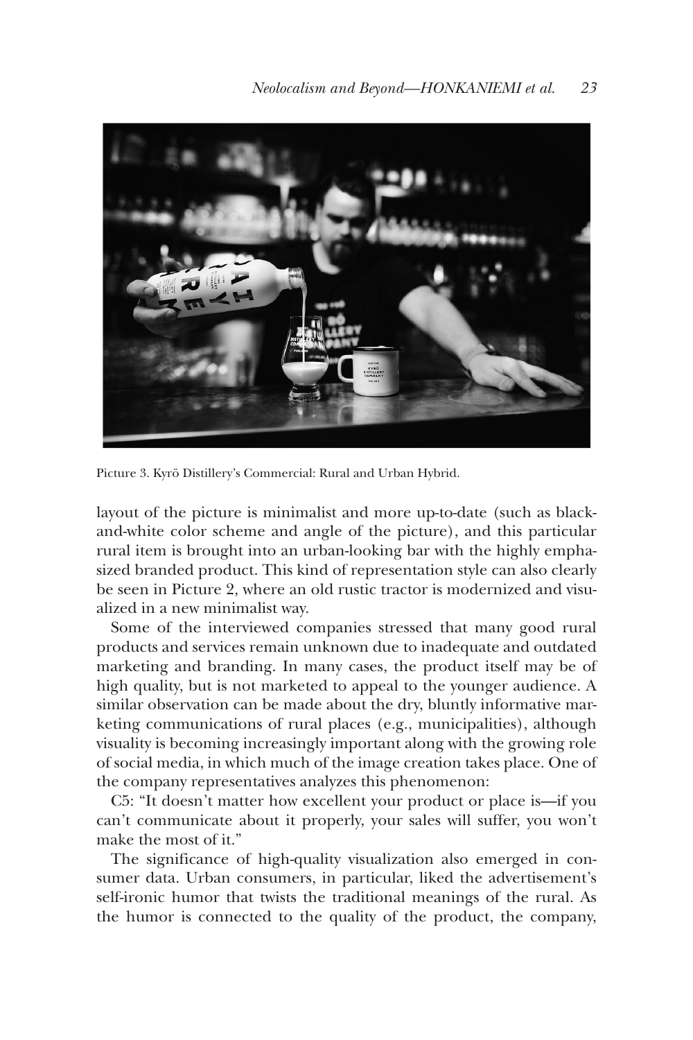Picture 3. Kyrö Distillery's Commercial: Rural and Urban Hybrid.

layout of the picture is minimalist and more up-to-date (such as black-and-white color scheme and angle of the picture), and this particular rural item is brought into an urban-looking bar with the highly emphasized branded product. This kind of representation style can also clearly be seen in Picture 2, where an old rustic tractor is modernized and visualized in a new minimalist way.

Some of the interviewed companies stressed that many good rural products and services remain unknown due to inadequate and outdated marketing and branding. In many cases, the product itself may be of high quality, but is not marketed to appeal to the younger audience. A similar observation can be made about the dry, bluntly informative marketing communications of rural places (e.g., municipalities), although visuality is becoming increasingly important along with the growing role of social media, in which much of the image creation takes place. One of the company representatives analyzes this phenomenon:

C5: "It doesn't matter how excellent your product or place is—if you can't communicate about it properly, your sales will suffer, you won't make the most of it."

The significance of high-quality visualization also emerged in consumer data. Urban consumers, in particular, liked the advertisement's self-ironic humor that twists the traditional meanings of the rural. As the humor is connected to the quality of the product, the company,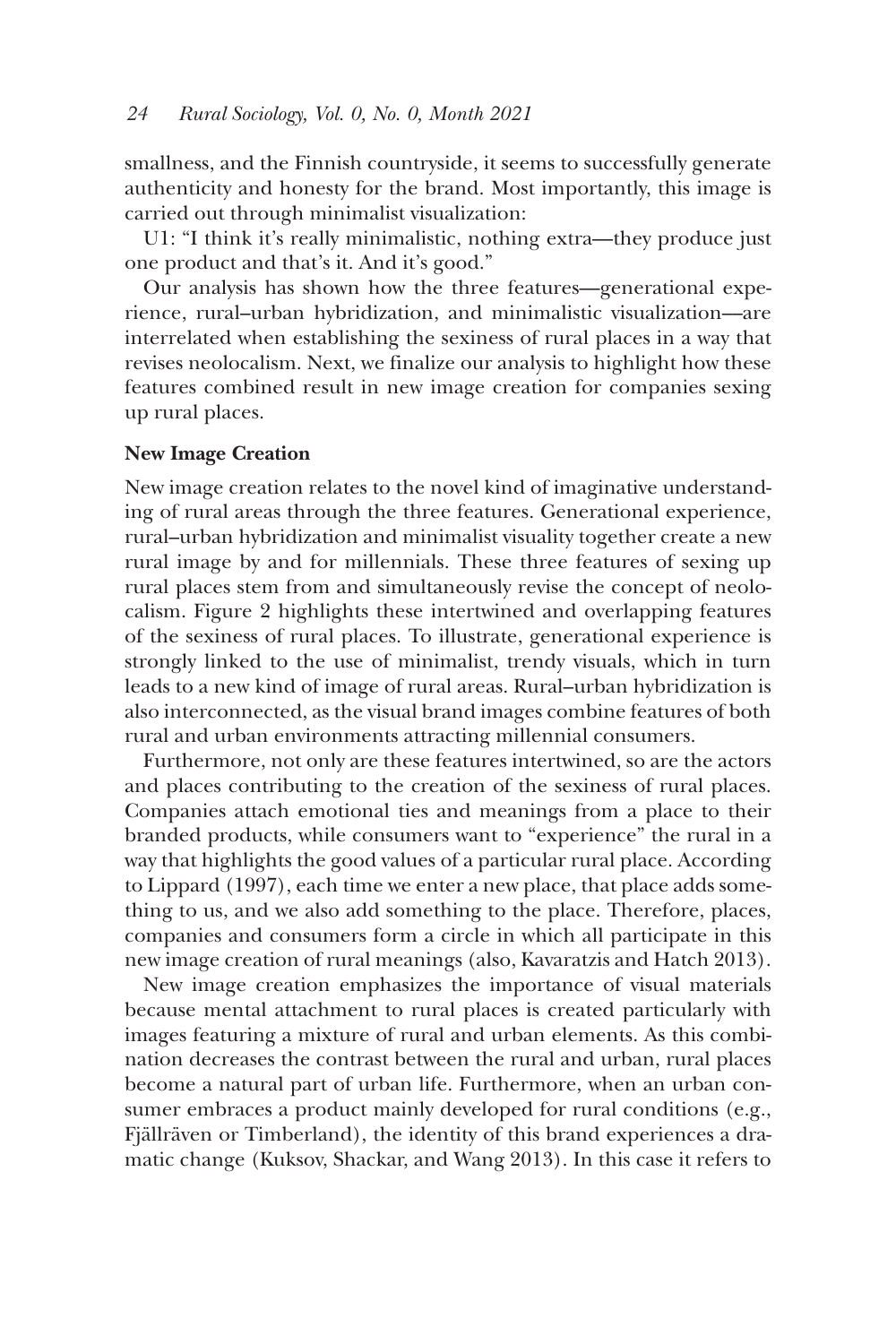smallness, and the Finnish countryside, it seems to successfully generate authenticity and honesty for the brand. Most importantly, this image is carried out through minimalist visualization:

U1: "I think it's really minimalistic, nothing extra—they produce just one product and that's it. And it's good."

Our analysis has shown how the three features—generational experience, rural–urban hybridization, and minimalistic visualization—are interrelated when establishing the sexiness of rural places in a way that revises neolocalism. Next, we finalize our analysis to highlight how these features combined result in new image creation for companies sexing up rural places.

**New Image Creation**

New image creation relates to the novel kind of imaginative understanding of rural areas through the three features. Generational experience, rural–urban hybridization and minimalist visuality together create a new rural image by and for millennials. These three features of sexing up rural places stem from and simultaneously revise the concept of neolocalism. Figure 2 highlights these intertwined and overlapping features of the sexiness of rural places. To illustrate, generational experience is strongly linked to the use of minimalist, trendy visuals, which in turn leads to a new kind of image of rural areas. Rural–urban hybridization is also interconnected, as the visual brand images combine features of both rural and urban environments attracting millennial consumers.

Furthermore, not only are these features intertwined, so are the actors and places contributing to the creation of the sexiness of rural places. Companies attach emotional ties and meanings from a place to their branded products, while consumers want to "experience" the rural in a way that highlights the good values of a particular rural place. According to Lippard (1997), each time we enter a new place, that place adds something to us, and we also add something to the place. Therefore, places, companies and consumers form a circle in which all participate in this new image creation of rural meanings (also, Kavaratzis and Hatch 2013).

New image creation emphasizes the importance of visual materials because mental attachment to rural places is created particularly with images featuring a mixture of rural and urban elements. As this combination decreases the contrast between the rural and urban, rural places become a natural part of urban life. Furthermore, when an urban consumer embraces a product mainly developed for rural conditions (e.g., Fjällräven or Timberland), the identity of this brand experiences a dramatic change (Kuksov, Shackar, and Wang 2013). In this case it refers to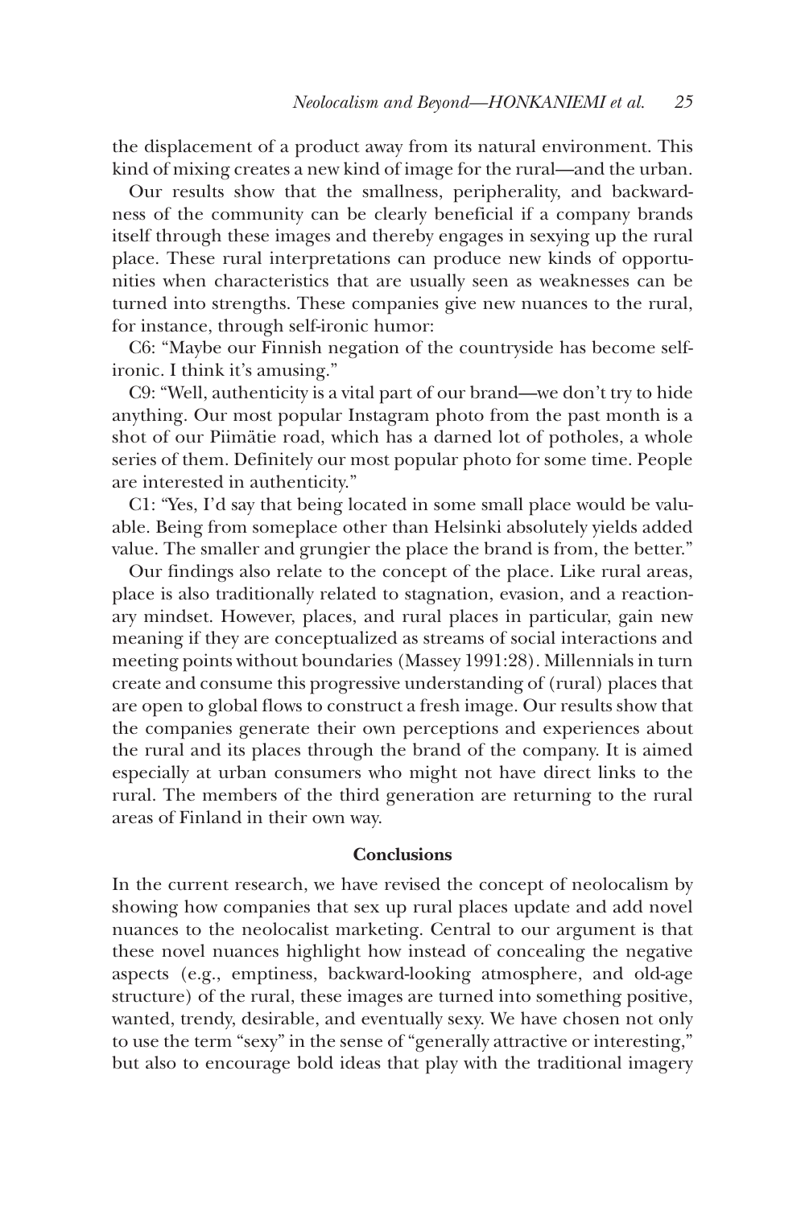the displacement of a product away from its natural environment. This kind of mixing creates a new kind of image for the rural—and the urban.

Our results show that the smallness, peripherality, and backwardness of the community can be clearly beneficial if a company brands itself through these images and thereby engages in sexying up the rural place. These rural interpretations can produce new kinds of opportunities when characteristics that are usually seen as weaknesses can be turned into strengths. These companies give new nuances to the rural, for instance, through self-ironic humor:

C6: "Maybe our Finnish negation of the countryside has become self-ironic. I think it's amusing."

C9: "Well, authenticity is a vital part of our brand—we don't try to hide anything. Our most popular Instagram photo from the past month is a shot of our Piimätie road, which has a darned lot of potholes, a whole series of them. Definitely our most popular photo for some time. People are interested in authenticity."

C1: "Yes, I'd say that being located in some small place would be valuable. Being from someplace other than Helsinki absolutely yields added value. The smaller and grungier the place the brand is from, the better."

Our findings also relate to the concept of the place. Like rural areas, place is also traditionally related to stagnation, evasion, and a reactionary mindset. However, places, and rural places in particular, gain new meaning if they are conceptualized as streams of social interactions and meeting points without boundaries (Massey 1991:28). Millennials in turn create and consume this progressive understanding of (rural) places that are open to global flows to construct a fresh image. Our results show that the companies generate their own perceptions and experiences about the rural and its places through the brand of the company. It is aimed especially at urban consumers who might not have direct links to the rural. The members of the third generation are returning to the rural areas of Finland in their own way.

## Conclusions

In the current research, we have revised the concept of neolocalism by showing how companies that sex up rural places update and add novel nuances to the neolocalist marketing. Central to our argument is that these novel nuances highlight how instead of concealing the negative aspects (e.g., emptiness, backward-looking atmosphere, and old-age structure) of the rural, these images are turned into something positive, wanted, trendy, desirable, and eventually sexy. We have chosen not only to use the term "sexy" in the sense of "generally attractive or interesting," but also to encourage bold ideas that play with the traditional imagery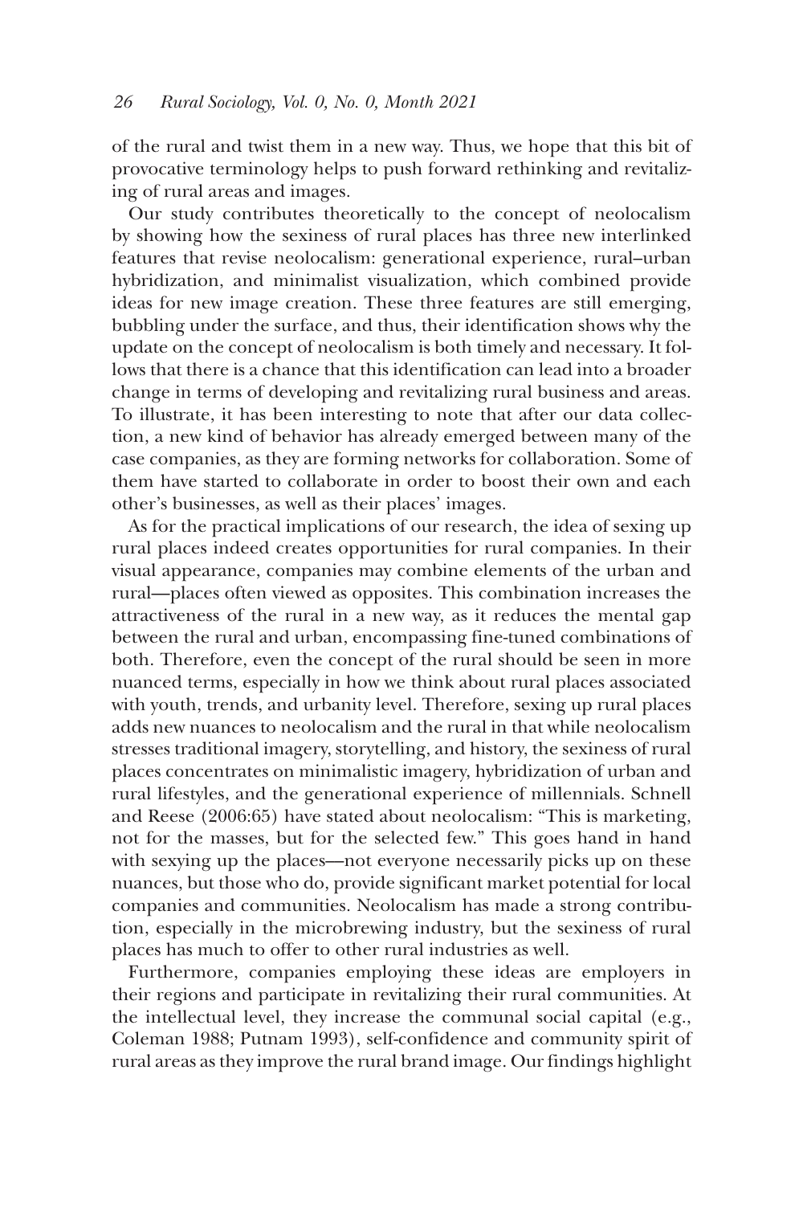of the rural and twist them in a new way. Thus, we hope that this bit of provocative terminology helps to push forward rethinking and revitalizing of rural areas and images.

Our study contributes theoretically to the concept of neolocalism by showing how the sexiness of rural places has three new interlinked features that revise neolocalism: generational experience, rural–urban hybridization, and minimalist visualization, which combined provide ideas for new image creation. These three features are still emerging, bubbling under the surface, and thus, their identification shows why the update on the concept of neolocalism is both timely and necessary. It follows that there is a chance that this identification can lead into a broader change in terms of developing and revitalizing rural business and areas. To illustrate, it has been interesting to note that after our data collection, a new kind of behavior has already emerged between many of the case companies, as they are forming networks for collaboration. Some of them have started to collaborate in order to boost their own and each other's businesses, as well as their places' images.

As for the practical implications of our research, the idea of sexing up rural places indeed creates opportunities for rural companies. In their visual appearance, companies may combine elements of the urban and rural—places often viewed as opposites. This combination increases the attractiveness of the rural in a new way, as it reduces the mental gap between the rural and urban, encompassing fine-tuned combinations of both. Therefore, even the concept of the rural should be seen in more nuanced terms, especially in how we think about rural places associated with youth, trends, and urbanity level. Therefore, sexing up rural places adds new nuances to neolocalism and the rural in that while neolocalism stresses traditional imagery, storytelling, and history, the sexiness of rural places concentrates on minimalistic imagery, hybridization of urban and rural lifestyles, and the generational experience of millennials. Schnell and Reese (2006:65) have stated about neolocalism: "This is marketing, not for the masses, but for the selected few." This goes hand in hand with sexying up the places—not everyone necessarily picks up on these nuances, but those who do, provide significant market potential for local companies and communities. Neolocalism has made a strong contribution, especially in the microbrewing industry, but the sexiness of rural places has much to offer to other rural industries as well.

Furthermore, companies employing these ideas are employers in their regions and participate in revitalizing their rural communities. At the intellectual level, they increase the communal social capital (e.g., Coleman 1988; Putnam 1993), self-confidence and community spirit of rural areas as they improve the rural brand image. Our findings highlight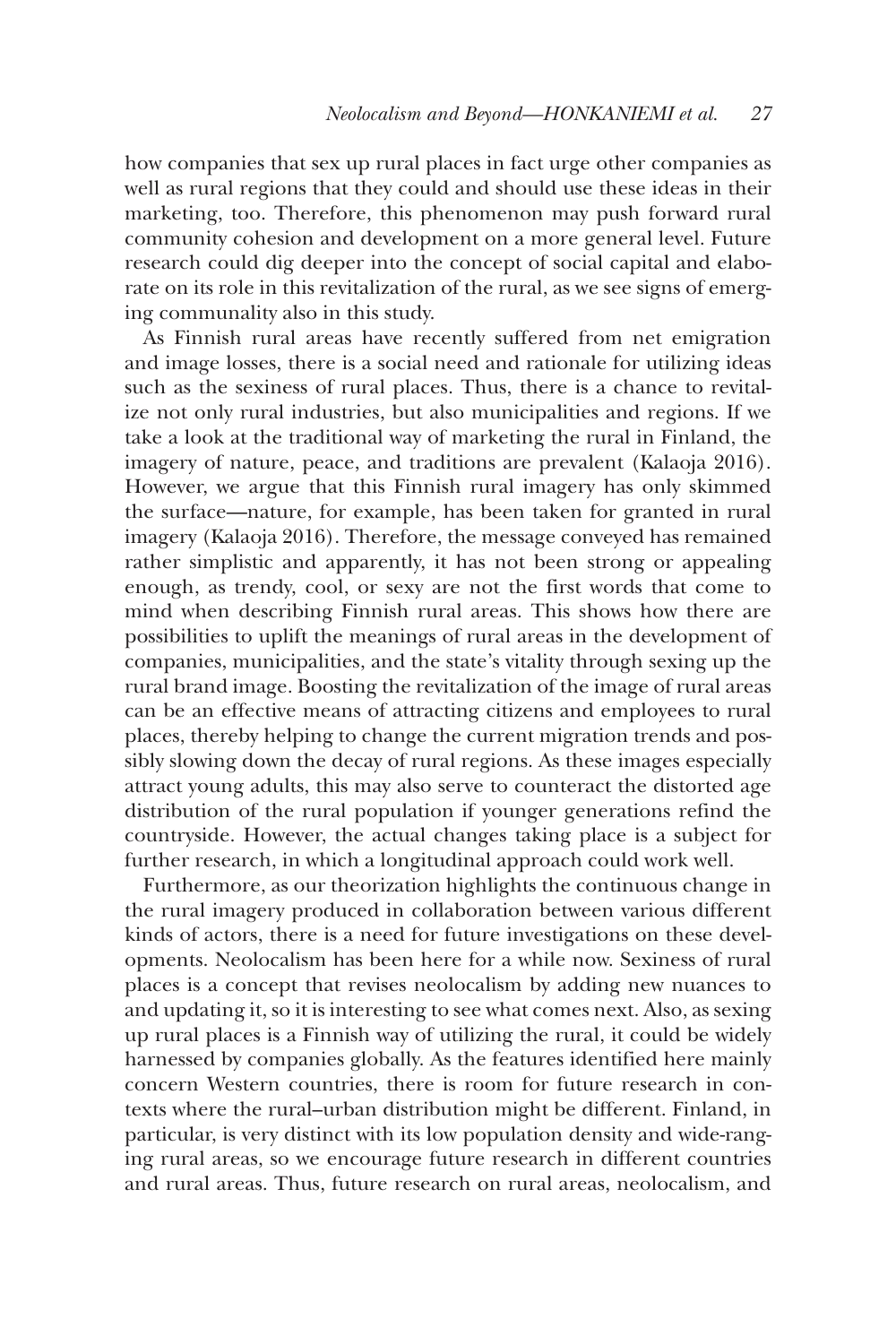how companies that sex up rural places in fact urge other companies as well as rural regions that they could and should use these ideas in their marketing, too. Therefore, this phenomenon may push forward rural community cohesion and development on a more general level. Future research could dig deeper into the concept of social capital and elaborate on its role in this revitalization of the rural, as we see signs of emerging communality also in this study.

As Finnish rural areas have recently suffered from net emigration and image losses, there is a social need and rationale for utilizing ideas such as the sexiness of rural places. Thus, there is a chance to revitalize not only rural industries, but also municipalities and regions. If we take a look at the traditional way of marketing the rural in Finland, the imagery of nature, peace, and traditions are prevalent (Kalaoja 2016). However, we argue that this Finnish rural imagery has only skimmed the surface—nature, for example, has been taken for granted in rural imagery (Kalaoja 2016). Therefore, the message conveyed has remained rather simplistic and apparently, it has not been strong or appealing enough, as trendy, cool, or sexy are not the first words that come to mind when describing Finnish rural areas. This shows how there are possibilities to uplift the meanings of rural areas in the development of companies, municipalities, and the state's vitality through sexing up the rural brand image. Boosting the revitalization of the image of rural areas can be an effective means of attracting citizens and employees to rural places, thereby helping to change the current migration trends and possibly slowing down the decay of rural regions. As these images especially attract young adults, this may also serve to counteract the distorted age distribution of the rural population if younger generations refind the countryside. However, the actual changes taking place is a subject for further research, in which a longitudinal approach could work well.

Furthermore, as our theorization highlights the continuous change in the rural imagery produced in collaboration between various different kinds of actors, there is a need for future investigations on these developments. Neolocalism has been here for a while now. Sexiness of rural places is a concept that revises neolocalism by adding new nuances to and updating it, so it is interesting to see what comes next. Also, as sexing up rural places is a Finnish way of utilizing the rural, it could be widely harnessed by companies globally. As the features identified here mainly concern Western countries, there is room for future research in contexts where the rural–urban distribution might be different. Finland, in particular, is very distinct with its low population density and wide-ranging rural areas, so we encourage future research in different countries and rural areas. Thus, future research on rural areas, neolocalism, and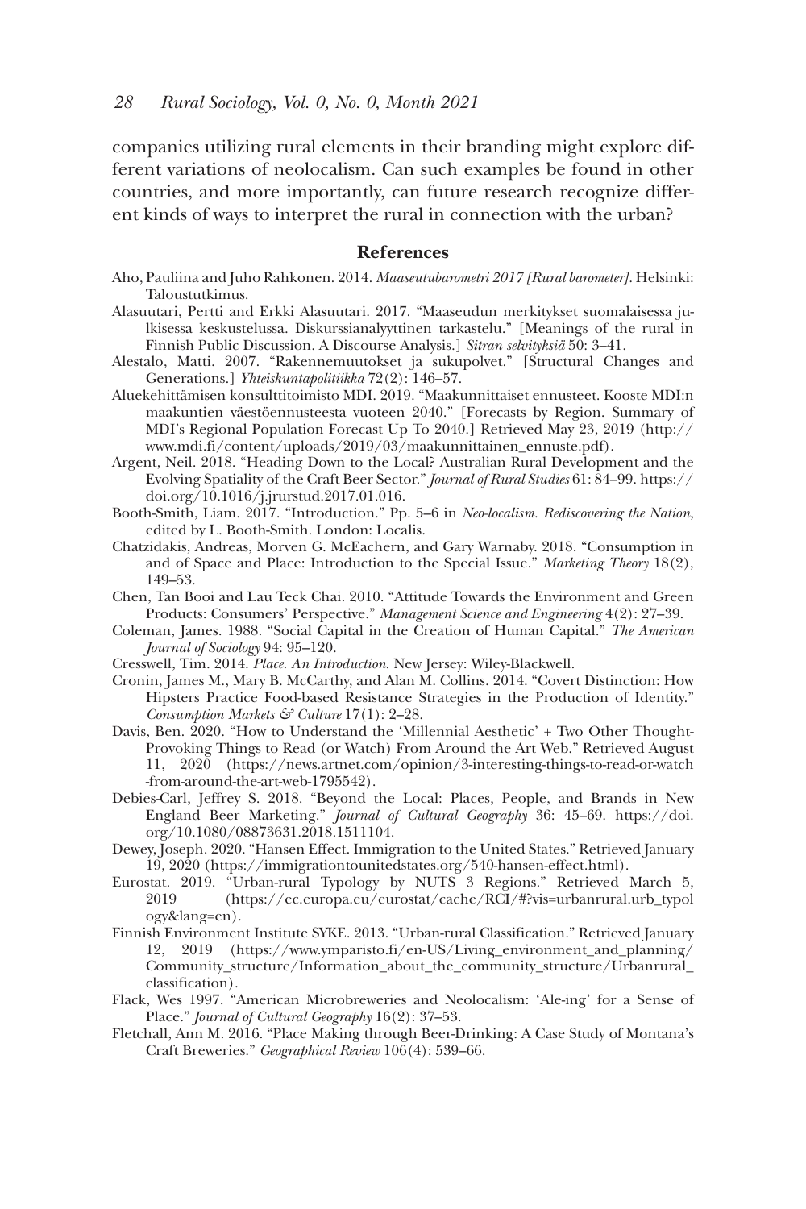companies utilizing rural elements in their branding might explore different variations of neolocalism. Can such examples be found in other countries, and more importantly, can future research recognize different kinds of ways to interpret the rural in connection with the urban?

## References

Aho, Pauliina and Juho Rahkonen. 2014. *Maaseutubarometri 2017 [Rural barometer]*. Helsinki: Taloustutkimus.

Alasuutari, Pertti and Erkki Alasuutari. 2017. "Maaseudun merkitykset suomalaisessa julkisessa keskustelussa. Diskurssianalyyttinen tarkastelu." [Meanings of the rural in Finnish Public Discussion. A Discourse Analysis.] *Sitran selvityksiä* 50: 3–41.

Alestalo, Matti. 2007. "Rakennemuutokset ja sukupolvet." [Structural Changes and Generations.] *Yhteiskuntapolitiikka* 72(2): 146–57.

Aluekehittämisen konsulttitoimisto MDI. 2019. "Maakunnittaiset ennusteet. Kooste MDI:n maakuntien väestöennusteesta vuoteen 2040." [Forecasts by Region. Summary of MDI's Regional Population Forecast Up To 2040.] Retrieved May 23, 2019 (http://www.mdi.fi/content/uploads/2019/03/maakunnittainen_ennuste.pdf).

Argent, Neil. 2018. "Heading Down to the Local? Australian Rural Development and the Evolving Spatiality of the Craft Beer Sector." *Journal of Rural Studies* 61: 84–99. https://doi.org/10.1016/j.jrurstud.2017.01.016.

Booth-Smith, Liam. 2017. "Introduction." Pp. 5–6 in *Neo-localism. Rediscovering the Nation*, edited by L. Booth-Smith. London: Localis.

Chatzidakis, Andreas, Morven G. McEachern, and Gary Warnaby. 2018. "Consumption in and of Space and Place: Introduction to the Special Issue." *Marketing Theory* 18(2), 149–53.

Chen, Tan Booi and Lau Teck Chai. 2010. "Attitude Towards the Environment and Green Products: Consumers' Perspective." *Management Science and Engineering* 4(2): 27–39.

Coleman, James. 1988. "Social Capital in the Creation of Human Capital." *The American Journal of Sociology* 94: 95–120.

Cresswell, Tim. 2014. *Place. An Introduction*. New Jersey: Wiley-Blackwell.

Cronin, James M., Mary B. McCarthy, and Alan M. Collins. 2014. "Covert Distinction: How Hipsters Practice Food-based Resistance Strategies in the Production of Identity." *Consumption Markets & Culture* 17(1): 2–28.

Davis, Ben. 2020. "How to Understand the 'Millennial Aesthetic' + Two Other Thought-Provoking Things to Read (or Watch) From Around the Art Web." Retrieved August 11, 2020 (https://news.artnet.com/opinion/3-interesting-things-to-read-or-watch-from-around-the-art-web-1795542).

Debies-Carl, Jeffrey S. 2018. "Beyond the Local: Places, People, and Brands in New England Beer Marketing." *Journal of Cultural Geography* 36: 45–69. https://doi.org/10.1080/08873631.2018.1511104.

Dewey, Joseph. 2020. "Hansen Effect. Immigration to the United States." Retrieved January 19, 2020 (https://immigrationtounitedstates.org/540-hansen-effect.html).

Eurostat. 2019. "Urban-rural Typology by NUTS 3 Regions." Retrieved March 5, 2019 (https://ec.europa.eu/eurostat/cache/RCI/#?vis=urbanrural.urb_typology&lang=en).

Finnish Environment Institute SYKE. 2013. "Urban-rural Classification." Retrieved January 12, 2019 (https://www.ymparisto.fi/en-US/Living_environment_and_planning/Community_structure/Information_about_the_community_structure/Urbanrural_classification).

Flack, Wes 1997. "American Microbreweries and Neolocalism: 'Ale-ing' for a Sense of Place." *Journal of Cultural Geography* 16(2): 37–53.

Fletchall, Ann M. 2016. "Place Making through Beer-Drinking: A Case Study of Montana's Craft Breweries." *Geographical Review* 106(4): 539–66.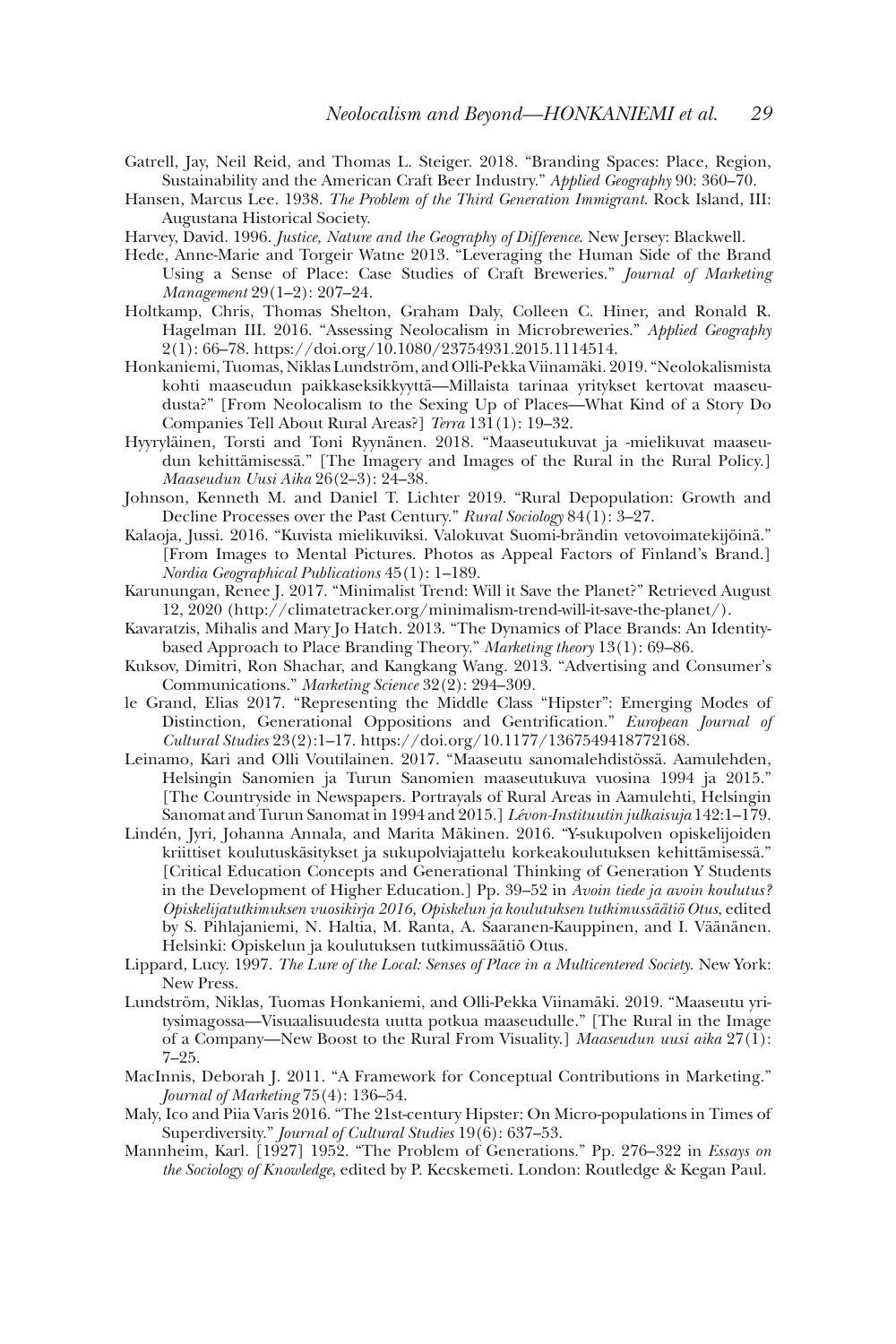Gatrell, Jay, Neil Reid, and Thomas L. Steiger. 2018. "Branding Spaces: Place, Region, Sustainability and the American Craft Beer Industry." *Applied Geography* 90: 360–70.

Hansen, Marcus Lee. 1938. *The Problem of the Third Generation Immigrant*. Rock Island, III: Augustana Historical Society.

Harvey, David. 1996. *Justice, Nature and the Geography of Difference*. New Jersey: Blackwell.

Hede, Anne-Marie and Torgeir Watne 2013. "Leveraging the Human Side of the Brand Using a Sense of Place: Case Studies of Craft Breweries." *Journal of Marketing Management* 29(1–2): 207–24.

Holtkamp, Chris, Thomas Shelton, Graham Daly, Colleen C. Hiner, and Ronald R. Hagelman III. 2016. "Assessing Neolocalism in Microbreweries." *Applied Geography* 2(1): 66–78. https://doi.org/10.1080/23754931.2015.1114514.

Honkaniemi, Tuomas, Niklas Lundström, and Olli-Pekka Viinamäki. 2019. "Neolokalismista kohti maaseudun paikkaseksikkyyttä—Millaista tarinaa yritykset kertovat maaseudusta?" [From Neolocalism to the Sexing Up of Places—What Kind of a Story Do Companies Tell About Rural Areas?] *Terra* 131(1): 19–32.

Hyyryläinen, Torsti and Toni Ryynänen. 2018. "Maaseutukuvat ja -mielikuvat maaseudun kehittämisessä." [The Imagery and Images of the Rural in the Rural Policy.] *Maaseudun Uusi Aika* 26(2–3): 24–38.

Johnson, Kenneth M. and Daniel T. Lichter 2019. "Rural Depopulation: Growth and Decline Processes over the Past Century." *Rural Sociology* 84(1): 3–27.

Kalaoja, Jussi. 2016. "Kuvista mielikuviksi. Valokuvat Suomi-brändin vetovoimatekijöinä." [From Images to Mental Pictures. Photos as Appeal Factors of Finland's Brand.] *Nordia Geographical Publications* 45(1): 1–189.

Karunungan, Renee J. 2017. "Minimalist Trend: Will it Save the Planet?" Retrieved August 12, 2020 (http://climatetracker.org/minimalism-trend-will-it-save-the-planet/).

Kavaratzis, Mihalis and Mary Jo Hatch. 2013. "The Dynamics of Place Brands: An Identity-based Approach to Place Branding Theory." *Marketing theory* 13(1): 69–86.

Kuksov, Dimitri, Ron Shachar, and Kangkang Wang. 2013. "Advertising and Consumer's Communications." *Marketing Science* 32(2): 294–309.

le Grand, Elias 2017. "Representing the Middle Class "Hipster": Emerging Modes of Distinction, Generational Oppositions and Gentrification." *European Journal of Cultural Studies* 23(2):1–17. https://doi.org/10.1177/1367549418772168.

Leinamo, Kari and Olli Voutilainen. 2017. "Maaseutu sanomalehdistössä. Aamulehden, Helsingin Sanomien ja Turun Sanomien maaseutukuva vuosina 1994 ja 2015." [The Countryside in Newspapers. Portrayals of Rural Areas in Aamulehti, Helsingin Sanomat and Turun Sanomat in 1994 and 2015.] *Lévon-Instituutin julkaisuja* 142:1–179.

Lindén, Jyri, Johanna Annala, and Marita Mäkinen. 2016. "Y-sukupolven opiskelijoiden kriittiset koulutuskäsitykset ja sukupolviajattelu korkeakoulutuksen kehittämisessä." [Critical Education Concepts and Generational Thinking of Generation Y Students in the Development of Higher Education.] Pp. 39–52 in *Avoin tiede ja avoin koulutus? Opiskelijatutkimuksen vuosikirja 2016, Opiskelun ja koulutuksen tutkimussäätiö Otus*, edited by S. Pihlajaniemi, N. Haltia, M. Ranta, A. Saaranen-Kauppinen, and I. Väänänen. Helsinki: Opiskelun ja koulutuksen tutkimussäätiö Otus.

Lippard, Lucy. 1997. *The Lure of the Local: Senses of Place in a Multicentered Society*. New York: New Press.

Lundström, Niklas, Tuomas Honkaniemi, and Olli-Pekka Viinamäki. 2019. "Maaseutu yritysimagossa—Visuaalisuudesta uutta potkua maaseudulle." [The Rural in the Image of a Company—New Boost to the Rural From Visuality.] *Maaseudun uusi aika* 27(1): 7–25.

MacInnis, Deborah J. 2011. "A Framework for Conceptual Contributions in Marketing." *Journal of Marketing* 75(4): 136–54.

Maly, Ico and Piia Varis 2016. "The 21st-century Hipster: On Micro-populations in Times of Superdiversity." *Journal of Cultural Studies* 19(6): 637–53.

Mannheim, Karl. [1927] 1952. "The Problem of Generations." Pp. 276–322 in *Essays on the Sociology of Knowledge*, edited by P. Kecskemeti. London: Routledge & Kegan Paul.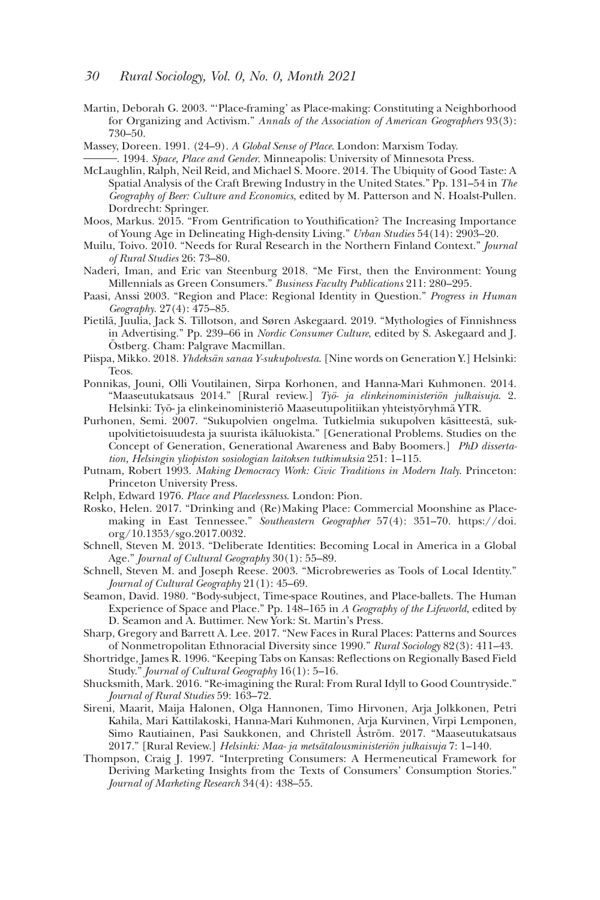Martin, Deborah G. 2003. "'Place-framing' as Place-making: Constituting a Neighborhood for Organizing and Activism." *Annals of the Association of American Geographers* 93(3): 730–50.

Massey, Doreen. 1991. (24–9). *A Global Sense of Place*. London: Marxism Today.

———. 1994. *Space, Place and Gender*. Minneapolis: University of Minnesota Press.

McLaughlin, Ralph, Neil Reid, and Michael S. Moore. 2014. The Ubiquity of Good Taste: A Spatial Analysis of the Craft Brewing Industry in the United States." Pp. 131–54 in *The Geography of Beer: Culture and Economics*, edited by M. Patterson and N. Hoalst-Pullen. Dordrecht: Springer.

Moos, Markus. 2015. "From Gentrification to Youthification? The Increasing Importance of Young Age in Delineating High-density Living." *Urban Studies* 54(14): 2903–20.

Muilu, Toivo. 2010. "Needs for Rural Research in the Northern Finland Context." *Journal of Rural Studies* 26: 73–80.

Naderi, Iman, and Eric van Steenburg 2018. "Me First, then the Environment: Young Millennials as Green Consumers." *Business Faculty Publications* 211: 280–295.

Paasi, Anssi 2003. "Region and Place: Regional Identity in Question." *Progress in Human Geography*. 27(4): 475–85.

Pietilä, Juulia, Jack S. Tillotson, and Søren Askegaard. 2019. "Mythologies of Finnishness in Advertising." Pp. 239–66 in *Nordic Consumer Culture*, edited by S. Askegaard and J. Östberg. Cham: Palgrave Macmillan.

Piispa, Mikko. 2018. *Yhdeksän sanaa Y-sukupolvesta*. [Nine words on Generation Y.] Helsinki: Teos.

Ponnikas, Jouni, Olli Voutilainen, Sirpa Korhonen, and Hanna-Mari Kuhmonen. 2014. "Maaseutukatsaus 2014." [Rural review.] *Työ- ja elinkeinoministeriön julkaisuja*. 2. Helsinki: Työ- ja elinkeinoministeriö Maaseutupolitiikan yhteistyöryhmä YTR.

Purhonen, Semi. 2007. "Sukupolvien ongelma. Tutkielmia sukupolven käsitteestä, sukupolvitietoisuudesta ja suurista ikäluokista." [Generational Problems. Studies on the Concept of Generation, Generational Awareness and Baby Boomers.] *PhD dissertation, Helsingin yliopiston sosiologian laitoksen tutkimuksia* 251: 1–115.

Putnam, Robert 1993. *Making Democracy Work: Civic Traditions in Modern Italy*. Princeton: Princeton University Press.

Relph, Edward 1976. *Place and Placelessness*. London: Pion.

Rosko, Helen. 2017. "Drinking and (Re)Making Place: Commercial Moonshine as Place-making in East Tennessee." *Southeastern Geographer* 57(4): 351–70. https://doi.org/10.1353/sgo.2017.0032.

Schnell, Steven M. 2013. "Deliberate Identities: Becoming Local in America in a Global Age." *Journal of Cultural Geography* 30(1): 55–89.

Schnell, Steven M. and Joseph Reese. 2003. "Microbreweries as Tools of Local Identity." *Journal of Cultural Geography* 21(1): 45–69.

Seamon, David. 1980. "Body-subject, Time-space Routines, and Place-ballets. The Human Experience of Space and Place." Pp. 148–165 in *A Geography of the Lifeworld*, edited by D. Seamon and A. Buttimer. New York: St. Martin's Press.

Sharp, Gregory and Barrett A. Lee. 2017. "New Faces in Rural Places: Patterns and Sources of Nonmetropolitan Ethnoracial Diversity since 1990." *Rural Sociology* 82(3): 411–43.

Shortridge, James R. 1996. "Keeping Tabs on Kansas: Reflections on Regionally Based Field Study." *Journal of Cultural Geography* 16(1): 5–16.

Shucksmith, Mark. 2016. "Re-imagining the Rural: From Rural Idyll to Good Countryside." *Journal of Rural Studies* 59: 163–72.

Sireni, Maarit, Maija Halonen, Olga Hannonen, Timo Hirvonen, Arja Jolkkonen, Petri Kahila, Mari Kattilakoski, Hanna-Mari Kuhmonen, Arja Kurvinen, Virpi Lemponen, Simo Rautiainen, Pasi Saukkonen, and Christell Åström. 2017. "Maaseutukatsaus 2017." [Rural Review.] *Helsinki: Maa- ja metsätalousministeriön julkaisuja* 7: 1–140.

Thompson, Craig J. 1997. "Interpreting Consumers: A Hermeneutical Framework for Deriving Marketing Insights from the Texts of Consumers' Consumption Stories." *Journal of Marketing Research* 34(4): 438–55.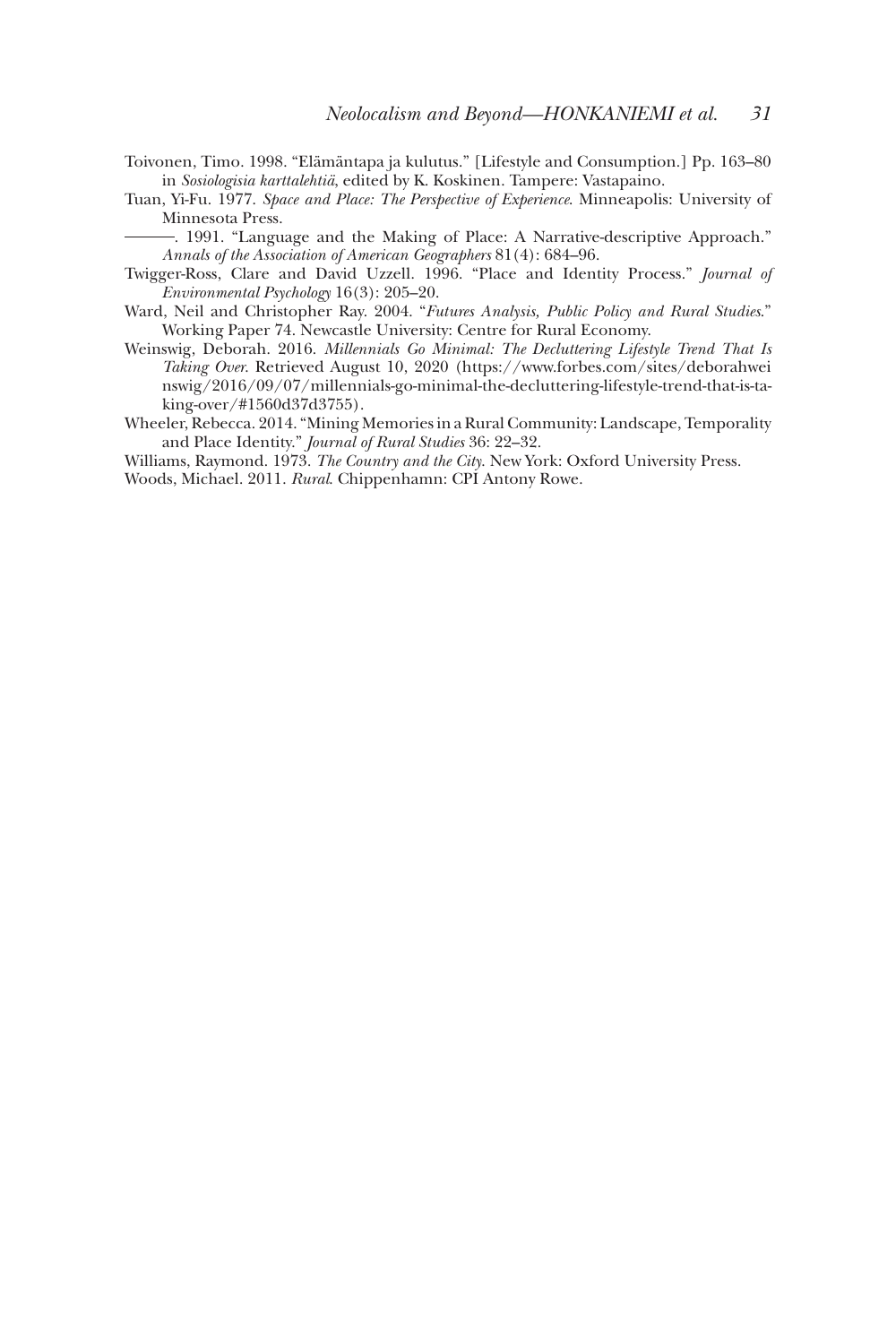Toivonen, Timo. 1998. "Elämäntapa ja kulutus." [Lifestyle and Consumption.] Pp. 163–80 in *Sosiologisia karttalehtiä*, edited by K. Koskinen. Tampere: Vastapaino.

Tuan, Yi-Fu. 1977. *Space and Place: The Perspective of Experience*. Minneapolis: University of Minnesota Press.

———. 1991. "Language and the Making of Place: A Narrative-descriptive Approach." *Annals of the Association of American Geographers* 81(4): 684–96.

Twigger-Ross, Clare and David Uzzell. 1996. "Place and Identity Process." *Journal of Environmental Psychology* 16(3): 205–20.

Ward, Neil and Christopher Ray. 2004. "*Futures Analysis, Public Policy and Rural Studies*." Working Paper 74. Newcastle University: Centre for Rural Economy.

Weinswig, Deborah. 2016. *Millennials Go Minimal: The Decluttering Lifestyle Trend That Is Taking Over*. Retrieved August 10, 2020 (https://www.forbes.com/sites/deborahweinswig/2016/09/07/millennials-go-minimal-the-decluttering-lifestyle-trend-that-is-taking-over/#1560d37d3755).

Wheeler, Rebecca. 2014. "Mining Memories in a Rural Community: Landscape, Temporality and Place Identity." *Journal of Rural Studies* 36: 22–32.

Williams, Raymond. 1973. *The Country and the City*. New York: Oxford University Press.

Woods, Michael. 2011. *Rural*. Chippenhamn: CPI Antony Rowe.